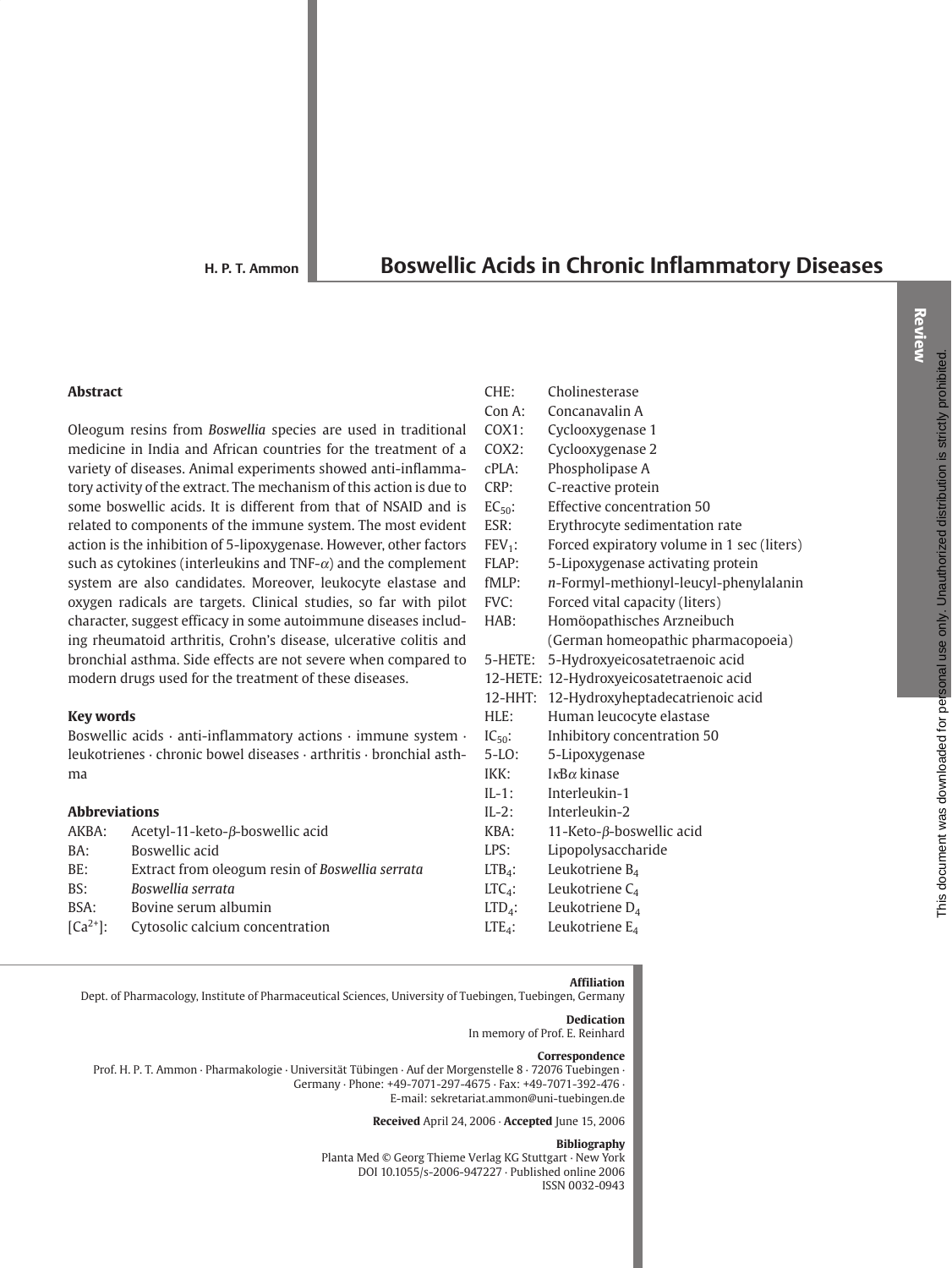H. P. T. Ammon

# Boswellic Acids in Chronic Inflammatory Diseases

## Abstract

Oleogum resins from *Boswellia* species are used in traditional medicine in India and African countries for the treatment of a variety of diseases. Animal experiments showed anti-inflammatory activity of the extract. The mechanism of this action is due to some boswellic acids. It is different from that of NSAID and is related to components of the immune system. The most evident action is the inhibition of 5-lipoxygenase. However, other factors such as cytokines (interleukins and TNF-$\alpha$) and the complement system are also candidates. Moreover, leukocyte elastase and oxygen radicals are targets. Clinical studies, so far with pilot character, suggest efficacy in some autoimmune diseases including rheumatoid arthritis, Crohn's disease, ulcerative colitis and bronchial asthma. Side effects are not severe when compared to modern drugs used for the treatment of these diseases.

## Key words

Boswellic acids · anti-inflammatory actions · immune system · leukotrienes · chronic bowel diseases · arthritis · bronchial asthma

## Abbreviations

| | |
|---|---|
| AKBA: | Acetyl-11-keto-$\beta$-boswellic acid |
| BA: | Boswellic acid |
| BE: | Extract from oleogum resin of *Boswellia serrata* |
| BS: | *Boswellia serrata* |
| BSA: | Bovine serum albumin |
| $[Ca^{2+}]$: | Cytosolic calcium concentration |
| CHE: | Cholinesterase |
| Con A: | Concanavalin A |
| COX1: | Cyclooxygenase 1 |
| COX2: | Cyclooxygenase 2 |
| cPLA: | Phospholipase A |
| CRP: | C-reactive protein |
| $EC_{50}$: | Effective concentration 50 |
| ESR: | Erythrocyte sedimentation rate |
| $FEV_1$: | Forced expiratory volume in 1 sec (liters) |
| FLAP: | 5-Lipoxygenase activating protein |
| fMLP: | *n*-Formyl-methionyl-leucyl-phenylalanin |
| FVC: | Forced vital capacity (liters) |
| HAB: | Homöopathisches Arzneibuch (German homeopathic pharmacopoeia) |
| 5-HETE: | 5-Hydroxyeicosatetraenoic acid |
| 12-HETE: | 12-Hydroxyeicosatetraenoic acid |
| 12-HHT: | 12-Hydroxyheptadecatrienoic acid |
| HLE: | Human leucocyte elastase |
| $IC_{50}$: | Inhibitory concentration 50 |
| 5-LO: | 5-Lipoxygenase |
| IKK: | I$\kappa$B$\alpha$ kinase |
| IL-1: | Interleukin-1 |
| IL-2: | Interleukin-2 |
| KBA: | 11-Keto-$\beta$-boswellic acid |
| LPS: | Lipopolysaccharide |
| $LTB_4$: | Leukotriene $B_4$ |
| $LTC_4$: | Leukotriene $C_4$ |
| $LTD_4$: | Leukotriene $D_4$ |
| $LTE_4$: | Leukotriene $E_4$ |

**Affiliation**
Dept. of Pharmacology, Institute of Pharmaceutical Sciences, University of Tuebingen, Tuebingen, Germany

**Dedication**
In memory of Prof. E. Reinhard

**Correspondence**
Prof. H. P. T. Ammon · Pharmakologie · Universität Tübingen · Auf der Morgenstelle 8 · 72076 Tuebingen · Germany · Phone: +49-7071-297-4675 · Fax: +49-7071-392-476 · E-mail: sekretariat.ammon@uni-tuebingen.de

**Received** April 24, 2006 · **Accepted** June 15, 2006

**Bibliography**
Planta Med © Georg Thieme Verlag KG Stuttgart · New York
DOI 10.1055/s-2006-947227 · Published online 2006
ISSN 0032-0943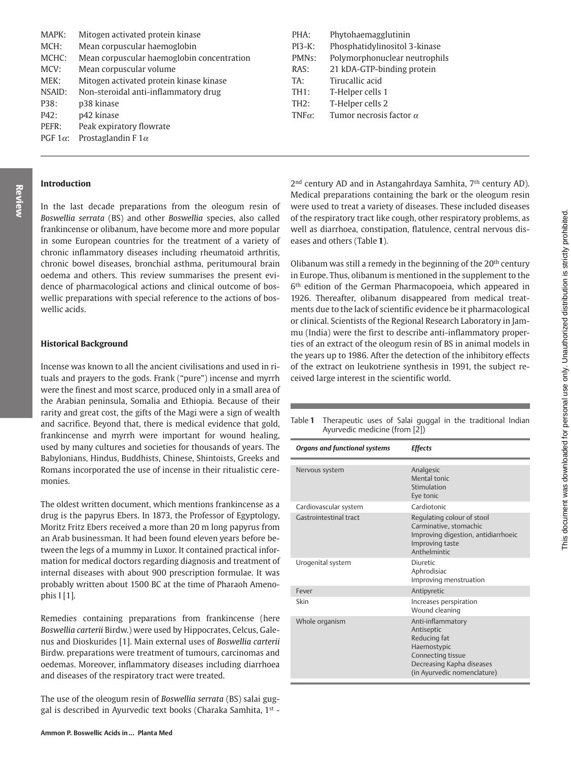| | |
|---|---|
| MAPK: | Mitogen activated protein kinase |
| MCH: | Mean corpuscular haemoglobin |
| MCHC: | Mean corpuscular haemoglobin concentration |
| MCV: | Mean corpuscular volume |
| MEK: | Mitogen activated protein kinase kinase |
| NSAID: | Non-steroidal anti-inflammatory drug |
| P38: | p38 kinase |
| P42: | p42 kinase |
| PEFR: | Peak expiratory flowrate |
| PGF 1$\alpha$: | Prostaglandin F 1$\alpha$ |
| PHA: | Phytohaemagglutinin |
| PI3-K: | Phosphatidylinositol 3-kinase |
| PMNs: | Polymorphonuclear neutrophils |
| RAS: | 21 kDA-GTP-binding protein |
| TA: | Tirucallic acid |
| TH1: | T-Helper cells 1 |
| TH2: | T-Helper cells 2 |
| TNF$\alpha$: | Tumor necrosis factor $\alpha$ |

## Introduction

In the last decade preparations from the oleogum resin of *Boswellia serrata* (BS) and other *Boswellia* species, also called frankincense or olibanum, have become more and more popular in some European countries for the treatment of a variety of chronic inflammatory diseases including rheumatoid arthritis, chronic bowel diseases, bronchial asthma, peritumoural brain oedema and others. This review summarises the present evidence of pharmacological actions and clinical outcome of boswellic preparations with special reference to the actions of boswellic acids.

## Historical Background

Incense was known to all the ancient civilisations and used in rituals and prayers to the gods. Frank ("pure") incense and myrrh were the finest and most scarce, produced only in a small area of the Arabian peninsula, Somalia and Ethiopia. Because of their rarity and great cost, the gifts of the Magi were a sign of wealth and sacrifice. Beyond that, there is medical evidence that gold, frankincense and myrrh were important for wound healing, used by many cultures and societies for thousands of years. The Babylonians, Hindus, Buddhists, Chinese, Shintoists, Greeks and Romans incorporated the use of incense in their ritualistic ceremonies.

The oldest written document, which mentions frankincense as a drug is the papyrus Ebers. In 1873, the Professor of Egyptology, Moritz Fritz Ebers received a more than 20 m long papyrus from an Arab businessman. It had been found eleven years before between the legs of a mummy in Luxor. It contained practical information for medical doctors regarding diagnosis and treatment of internal diseases with about 900 prescription formulae. It was probably written about 1500 BC at the time of Pharaoh Amenophis I [1].

Remedies containing preparations from frankincense (here *Boswellia carterii* Birdw.) were used by Hippocrates, Celcus, Galenus and Dioskurides [1]. Main external uses of *Boswellia carterii* Birdw. preparations were treatment of tumours, carcinomas and oedemas. Moreover, inflammatory diseases including diarrhoea and diseases of the respiratory tract were treated.

The use of the oleogum resin of *Boswellia serrata* (BS) salai guggal is described in Ayurvedic text books (Charaka Samhita, 1st - 2nd century AD and in Astangahrdaya Samhita, 7th century AD). Medical preparations containing the bark or the oleogum resin were used to treat a variety of diseases. These included diseases of the respiratory tract like cough, other respiratory problems, as well as diarrhoea, constipation, flatulence, central nervous diseases and others (Table 1).

Olibanum was still a remedy in the beginning of the 20th century in Europe. Thus, olibanum is mentioned in the supplement to the 6th edition of the German Pharmacopoeia, which appeared in 1926. Thereafter, olibanum disappeared from medical treatments due to the lack of scientific evidence be it pharmacological or clinical. Scientists of the Regional Research Laboratory in Jammu (India) were the first to describe anti-inflammatory properties of an extract of the oleogum resin of BS in animal models in the years up to 1986. After the detection of the inhibitory effects of the extract on leukotriene synthesis in 1991, the subject received large interest in the scientific world.

Table 1 Therapeutic uses of Salai guggal in the traditional Indian Ayurvedic medicine (from [2])

| *Organs and functional systems* | *Effects* |
|---|---|
| Nervous system | Analgesic<br>Mental tonic<br>Stimulation<br>Eye tonic |
| Cardiovascular system | Cardiotonic |
| Gastrointestinal tract | Regulating colour of stool<br>Carminative, stomachic<br>Improving digestion, antidiarrhoeic<br>Improving taste<br>Anthelmintic |
| Urogenital system | Diuretic<br>Aphrodisiac<br>Improving menstruation |
| Fever | Antipyretic |
| Skin | Increases perspiration<br>Wound cleaning |
| Whole organism | Anti-inflammatory<br>Antiseptic<br>Reducing fat<br>Haemostypic<br>Connecting tissue<br>Decreasing Kapha diseases<br>(in Ayurvedic nomenclature) |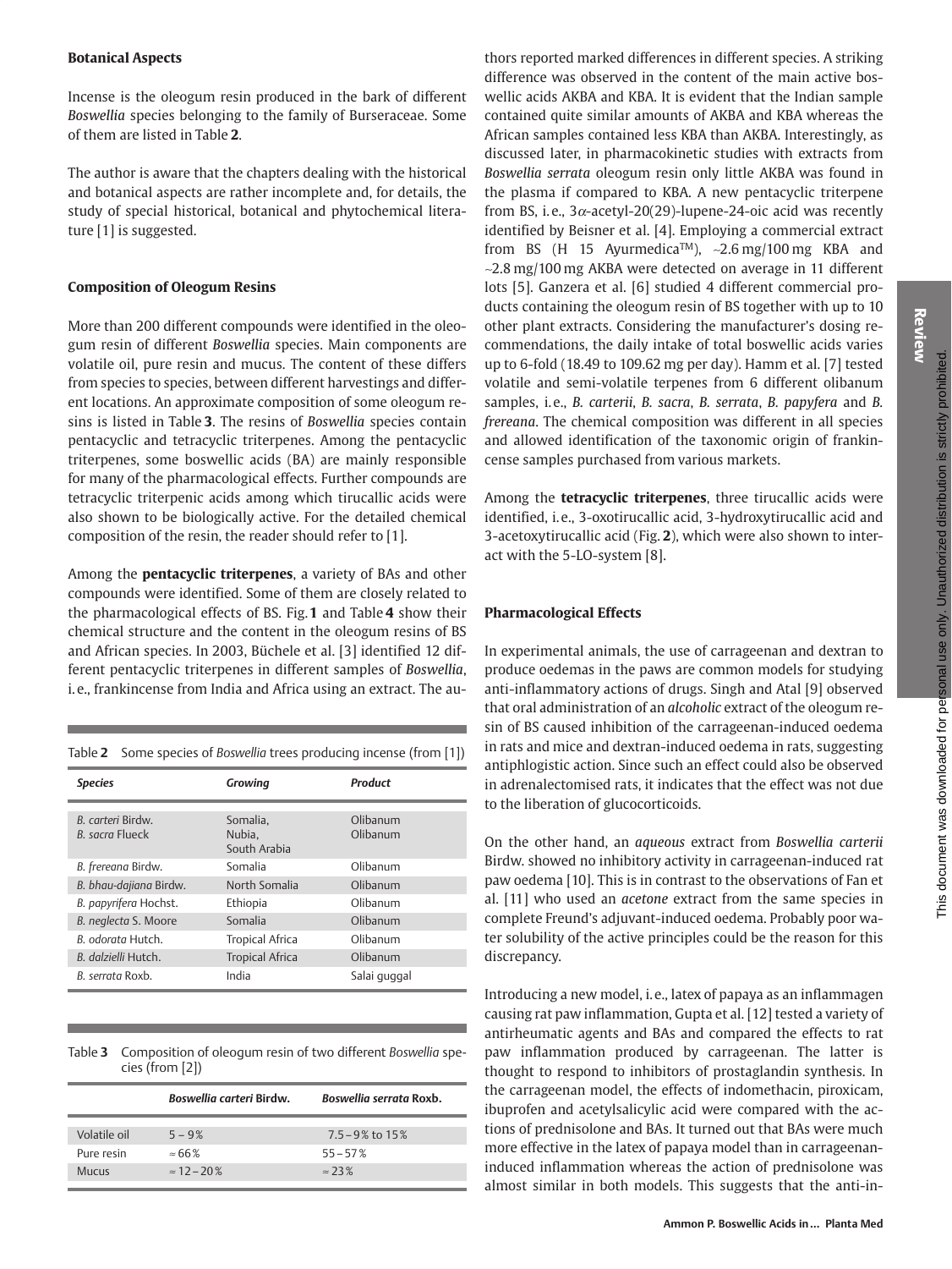## Botanical Aspects

Incense is the oleogum resin produced in the bark of different *Boswellia* species belonging to the family of Burseraceae. Some of them are listed in Table **2**.

The author is aware that the chapters dealing with the historical and botanical aspects are rather incomplete and, for details, the study of special historical, botanical and phytochemical literature [1] is suggested.

## Composition of Oleogum Resins

More than 200 different compounds were identified in the oleogum resin of different *Boswellia* species. Main components are volatile oil, pure resin and mucus. The content of these differs from species to species, between different harvestings and different locations. An approximate composition of some oleogum resins is listed in Table **3**. The resins of *Boswellia* species contain pentacyclic and tetracyclic triterpenes. Among the pentacyclic triterpenes, some boswellic acids (BA) are mainly responsible for many of the pharmacological effects. Further compounds are tetracyclic triterpenic acids among which tirucallic acids were also shown to be biologically active. For the detailed chemical composition of the resin, the reader should refer to [1].

Among the **pentacyclic triterpenes**, a variety of BAs and other compounds were identified. Some of them are closely related to the pharmacological effects of BS. Fig. **1** and Table **4** show their chemical structure and the content in the oleogum resins of BS and African species. In 2003, Büchele et al. [3] identified 12 different pentacyclic triterpenes in different samples of *Boswellia*, i.e., frankincense from India and Africa using an extract. The authors reported marked differences in different species. A striking difference was observed in the content of the main active boswellic acids AKBA and KBA. It is evident that the Indian sample contained quite similar amounts of AKBA and KBA whereas the African samples contained less KBA than AKBA. Interestingly, as discussed later, in pharmacokinetic studies with extracts from *Boswellia serrata* oleogum resin only little AKBA was found in the plasma if compared to KBA. A new pentacyclic triterpene from BS, i.e., 3$\alpha$-acetyl-20(29)-lupene-24-oic acid was recently identified by Beisner et al. [4]. Employing a commercial extract from BS (H 15 Ayurmedica™), ~2.6 mg/100 mg KBA and ~2.8 mg/100 mg AKBA were detected on average in 11 different lots [5]. Ganzera et al. [6] studied 4 different commercial products containing the oleogum resin of BS together with up to 10 other plant extracts. Considering the manufacturer's dosing recommendations, the daily intake of total boswellic acids varies up to 6-fold (18.49 to 109.62 mg per day). Hamm et al. [7] tested volatile and semi-volatile terpenes from 6 different olibanum samples, i.e., *B. carterii*, *B. sacra*, *B. serrata*, *B. papyfera* and *B. frereana*. The chemical composition was different in all species and allowed identification of the taxonomic origin of frankincense samples purchased from various markets.

Among the **tetracyclic triterpenes**, three tirucallic acids were identified, i.e., 3-oxotirucallic acid, 3-hydroxytirucallic acid and 3-acetoxytirucallic acid (Fig. **2**), which were also shown to interact with the 5-LO-system [8].

Table **2** Some species of *Boswellia* trees producing incense (from [1])

| *Species* | *Growing* | *Product* |
|---|---|---|
| *B. carteri* Birdw. <br> *B. sacra* Flueck | Somalia, Nubia, South Arabia | Olibanum <br> Olibanum |
| *B. frereana* Birdw. | Somalia | Olibanum |
| *B. bhau-dajiana* Birdw. | North Somalia | Olibanum |
| *B. papyrifera* Hochst. | Ethiopia | Olibanum |
| *B. neglecta* S. Moore | Somalia | Olibanum |
| *B. odorata* Hutch. | Tropical Africa | Olibanum |
| *B. dalzielli* Hutch. | Tropical Africa | Olibanum |
| *B. serrata* Roxb. | India | Salai guggal |

Table **3** Composition of oleogum resin of two different *Boswellia* species (from [2])

| | *Boswellia carteri* Birdw. | *Boswellia serrata* Roxb. |
|---|---|---|
| Volatile oil | 5 – 9% | 7.5 – 9% to 15% |
| Pure resin | ≈ 66% | 55 – 57% |
| Mucus | ≈ 12 – 20% | ≈ 23% |

## Pharmacological Effects

In experimental animals, the use of carrageenan and dextran to produce oedemas in the paws are common models for studying anti-inflammatory actions of drugs. Singh and Atal [9] observed that oral administration of an *alcoholic* extract of the oleogum resin of BS caused inhibition of the carrageenan-induced oedema in rats and mice and dextran-induced oedema in rats, suggesting antiphlogistic action. Since such an effect could also be observed in adrenalectomised rats, it indicates that the effect was not due to the liberation of glucocorticoids.

On the other hand, an *aqueous* extract from *Boswellia carterii* Birdw. showed no inhibitory activity in carrageenan-induced rat paw oedema [10]. This is in contrast to the observations of Fan et al. [11] who used an *acetone* extract from the same species in complete Freund's adjuvant-induced oedema. Probably poor water solubility of the active principles could be the reason for this discrepancy.

Introducing a new model, i.e., latex of papaya as an inflammagen causing rat paw inflammation, Gupta et al. [12] tested a variety of antirheumatic agents and BAs and compared the effects to rat paw inflammation produced by carrageenan. The latter is thought to respond to inhibitors of prostaglandin synthesis. In the carrageenan model, the effects of indomethacin, piroxicam, ibuprofen and acetylsalicylic acid were compared with the actions of prednisolone and BAs. It turned out that BAs were much more effective in the latex of papaya model than in carrageenan-induced inflammation whereas the action of prednisolone was almost similar in both models. This suggests that the anti-in-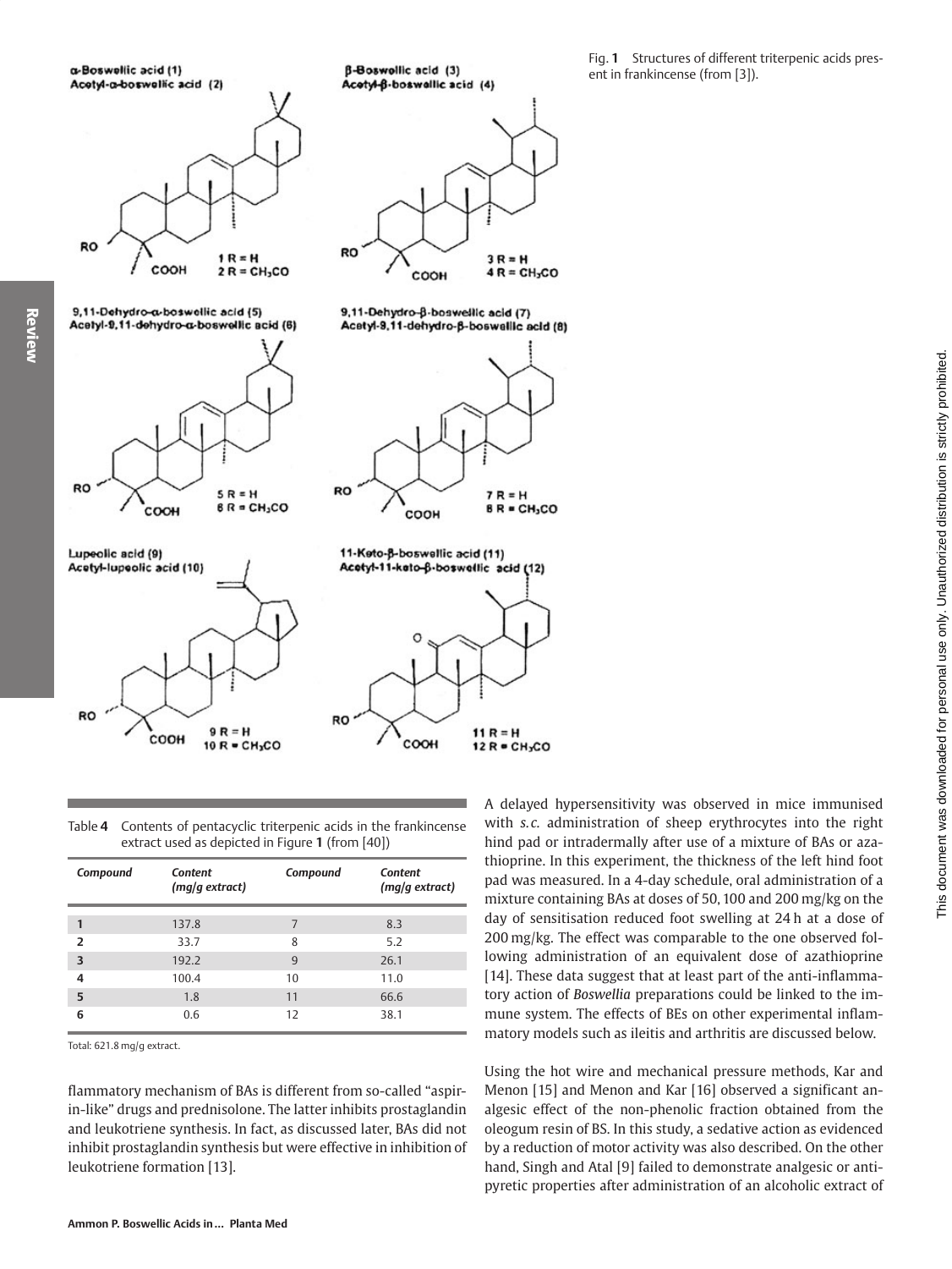Fig. **1** Structures of different triterpenic acids present in frankincense (from [3]).

Table **4** Contents of pentacyclic triterpenic acids in the frankincense extract used as depicted in Figure **1** (from [40])

| *Compound* | *Content (mg/g extract)* | *Compound* | *Content (mg/g extract)* |
|---|---|---|---|
| **1** | 137.8 | 7 | 8.3 |
| **2** | 33.7 | 8 | 5.2 |
| **3** | 192.2 | 9 | 26.1 |
| **4** | 100.4 | 10 | 11.0 |
| **5** | 1.8 | 11 | 66.6 |
| **6** | 0.6 | 12 | 38.1 |

Total: 621.8 mg/g extract.

flammatory mechanism of BAs is different from so-called "aspirin-like" drugs and prednisolone. The latter inhibits prostaglandin and leukotriene synthesis. In fact, as discussed later, BAs did not inhibit prostaglandin synthesis but were effective in inhibition of leukotriene formation [13].

A delayed hypersensitivity was observed in mice immunised with *s.c.* administration of sheep erythrocytes into the right hind pad or intradermally after use of a mixture of BAs or azathioprine. In this experiment, the thickness of the left hind foot pad was measured. In a 4-day schedule, oral administration of a mixture containing BAs at doses of 50, 100 and 200 mg/kg on the day of sensitisation reduced foot swelling at 24 h at a dose of 200 mg/kg. The effect was comparable to the one observed following administration of an equivalent dose of azathioprine [14]. These data suggest that at least part of the anti-inflammatory action of *Boswellia* preparations could be linked to the immune system. The effects of BEs on other experimental inflammatory models such as ileitis and arthritis are discussed below.

Using the hot wire and mechanical pressure methods, Kar and Menon [15] and Menon and Kar [16] observed a significant analgesic effect of the non-phenolic fraction obtained from the oleogum resin of BS. In this study, a sedative action as evidenced by a reduction of motor activity was also described. On the other hand, Singh and Atal [9] failed to demonstrate analgesic or antipyretic properties after administration of an alcoholic extract of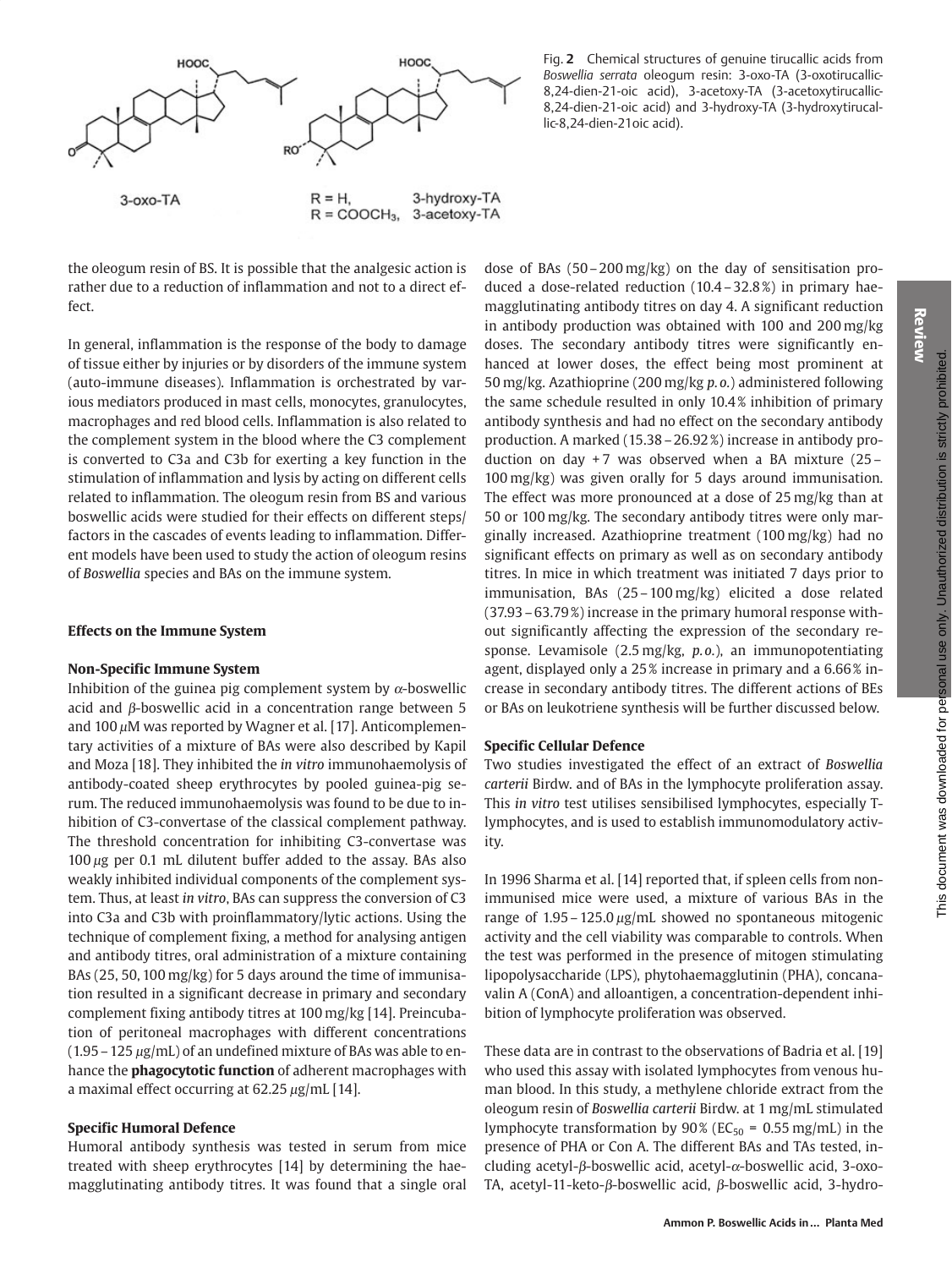Fig. 2 Chemical structures of genuine tirucallic acids from *Boswellia serrata* oleogum resin: 3-oxo-TA (3-oxotirucallic-8,24-dien-21-oic acid), 3-acetoxy-TA (3-acetoxytirucallic-8,24-dien-21-oic acid) and 3-hydroxy-TA (3-hydroxytirucallic-8,24-dien-21oic acid).

the oleogum resin of BS. It is possible that the analgesic action is rather due to a reduction of inflammation and not to a direct effect.

In general, inflammation is the response of the body to damage of tissue either by injuries or by disorders of the immune system (auto-immune diseases). Inflammation is orchestrated by various mediators produced in mast cells, monocytes, granulocytes, macrophages and red blood cells. Inflammation is also related to the complement system in the blood where the C3 complement is converted to C3a and C3b for exerting a key function in the stimulation of inflammation and lysis by acting on different cells related to inflammation. The oleogum resin from BS and various boswellic acids were studied for their effects on different steps/factors in the cascades of events leading to inflammation. Different models have been used to study the action of oleogum resins of *Boswellia* species and BAs on the immune system.

## Effects on the Immune System

### Non-Specific Immune System

Inhibition of the guinea pig complement system by $\alpha$-boswellic acid and $\beta$-boswellic acid in a concentration range between 5 and 100 $\mu$M was reported by Wagner et al. [17]. Anticomplementary activities of a mixture of BAs were also described by Kapil and Moza [18]. They inhibited the *in vitro* immunohaemolysis of antibody-coated sheep erythrocytes by pooled guinea-pig serum. The reduced immunohaemolysis was found to be due to inhibition of C3-convertase of the classical complement pathway. The threshold concentration for inhibiting C3-convertase was 100 $\mu$g per 0.1 mL dilutent buffer added to the assay. BAs also weakly inhibited individual components of the complement system. Thus, at least *in vitro*, BAs can suppress the conversion of C3 into C3a and C3b with proinflammatory/lytic actions. Using the technique of complement fixing, a method for analysing antigen and antibody titres, oral administration of a mixture containing BAs (25, 50, 100 mg/kg) for 5 days around the time of immunisation resulted in a significant decrease in primary and secondary complement fixing antibody titres at 100 mg/kg [14]. Preincubation of peritoneal macrophages with different concentrations (1.95 – 125 $\mu$g/mL) of an undefined mixture of BAs was able to enhance the **phagocytotic function** of adherent macrophages with a maximal effect occurring at 62.25 $\mu$g/mL [14].

### Specific Humoral Defence

Humoral antibody synthesis was tested in serum from mice treated with sheep erythrocytes [14] by determining the haemagglutinating antibody titres. It was found that a single oral dose of BAs (50 – 200 mg/kg) on the day of sensitisation produced a dose-related reduction (10.4 – 32.8%) in primary haemagglutinating antibody titres on day 4. A significant reduction in antibody production was obtained with 100 and 200 mg/kg doses. The secondary antibody titres were significantly enhanced at lower doses, the effect being most prominent at 50 mg/kg. Azathioprine (200 mg/kg *p.o.*) administered following the same schedule resulted in only 10.4% inhibition of primary antibody synthesis and had no effect on the secondary antibody production. A marked (15.38 – 26.92%) increase in antibody production on day + 7 was observed when a BA mixture (25 – 100 mg/kg) was given orally for 5 days around immunisation. The effect was more pronounced at a dose of 25 mg/kg than at 50 or 100 mg/kg. The secondary antibody titres were only marginally increased. Azathioprine treatment (100 mg/kg) had no significant effects on primary as well as on secondary antibody titres. In mice in which treatment was initiated 7 days prior to immunisation, BAs (25 – 100 mg/kg) elicited a dose related (37.93 – 63.79%) increase in the primary humoral response without significantly affecting the expression of the secondary response. Levamisole (2.5 mg/kg, *p.o.*), an immunopotentiating agent, displayed only a 25% increase in primary and a 6.66% increase in secondary antibody titres. The different actions of BEs or BAs on leukotriene synthesis will be further discussed below.

### Specific Cellular Defence

Two studies investigated the effect of an extract of *Boswellia carterii* Birdw. and of BAs in the lymphocyte proliferation assay. This *in vitro* test utilises sensibilised lymphocytes, especially T-lymphocytes, and is used to establish immunomodulatory activity.

In 1996 Sharma et al. [14] reported that, if spleen cells from non-immunised mice were used, a mixture of various BAs in the range of 1.95 – 125.0 $\mu$g/mL showed no spontaneous mitogenic activity and the cell viability was comparable to controls. When the test was performed in the presence of mitogen stimulating lipopolysaccharide (LPS), phytohaemagglutinin (PHA), concanavalin A (ConA) and alloantigen, a concentration-dependent inhibition of lymphocyte proliferation was observed.

These data are in contrast to the observations of Badria et al. [19] who used this assay with isolated lymphocytes from venous human blood. In this study, a methylene chloride extract from the oleogum resin of *Boswellia carterii* Birdw. at 1 mg/mL stimulated lymphocyte transformation by 90% ($EC_{50}$ = 0.55 mg/mL) in the presence of PHA or Con A. The different BAs and TAs tested, including acetyl-$\beta$-boswellic acid, acetyl-$\alpha$-boswellic acid, 3-oxo-TA, acetyl-11-keto-$\beta$-boswellic acid, $\beta$-boswellic acid, 3-hydro-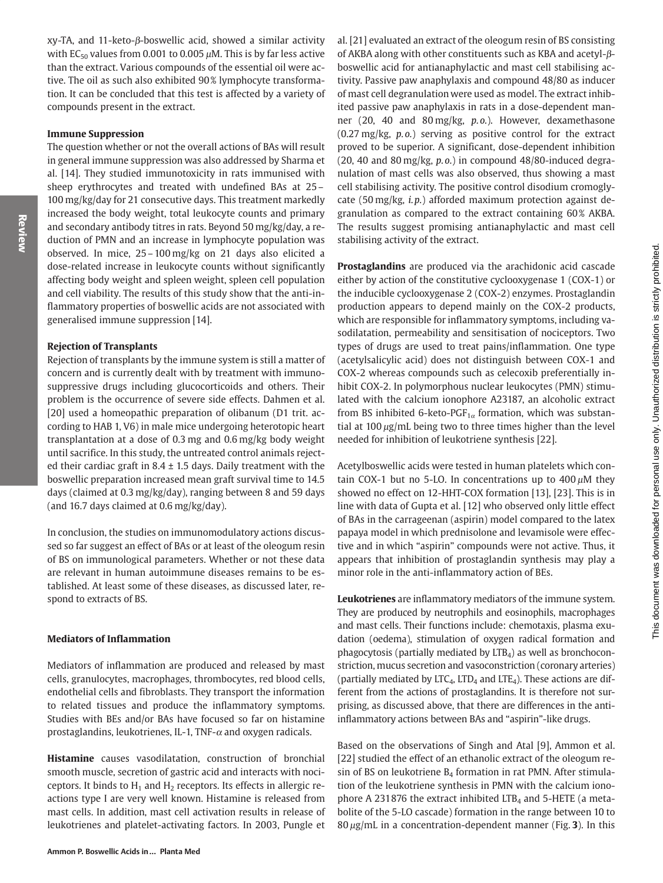xy-TA, and 11-keto-β-boswellic acid, showed a similar activity with $EC_{50}$ values from 0.001 to 0.005 μM. This is by far less active than the extract. Various compounds of the essential oil were active. The oil as such also exhibited 90 % lymphocyte transformation. It can be concluded that this test is affected by a variety of compounds present in the extract.

#### Immune Suppression

The question whether or not the overall actions of BAs will result in general immune suppression was also addressed by Sharma et al. [14]. They studied immunotoxicity in rats immunised with sheep erythrocytes and treated with undefined BAs at 25 – 100 mg/kg/day for 21 consecutive days. This treatment markedly increased the body weight, total leukocyte counts and primary and secondary antibody titres in rats. Beyond 50 mg/kg/day, a reduction of PMN and an increase in lymphocyte population was observed. In mice, 25 – 100 mg/kg on 21 days also elicited a dose-related increase in leukocyte counts without significantly affecting body weight and spleen weight, spleen cell population and cell viability. The results of this study show that the anti-inflammatory properties of boswellic acids are not associated with generalised immune suppression [14].

#### Rejection of Transplants

Rejection of transplants by the immune system is still a matter of concern and is currently dealt with by treatment with immunosuppressive drugs including glucocorticoids and others. Their problem is the occurrence of severe side effects. Dahmen et al. [20] used a homeopathic preparation of olibanum (D1 trit. according to HAB 1, V6) in male mice undergoing heterotopic heart transplantation at a dose of 0.3 mg and 0.6 mg/kg body weight until sacrifice. In this study, the untreated control animals rejected their cardiac graft in 8.4 ± 1.5 days. Daily treatment with the boswellic preparation increased mean graft survival time to 14.5 days (claimed at 0.3 mg/kg/day), ranging between 8 and 59 days (and 16.7 days claimed at 0.6 mg/kg/day).

In conclusion, the studies on immunomodulatory actions discussed so far suggest an effect of BAs or at least of the oleogum resin of BS on immunological parameters. Whether or not these data are relevant in human autoimmune diseases remains to be established. At least some of these diseases, as discussed later, respond to extracts of BS.

### Mediators of Inflammation

Mediators of inflammation are produced and released by mast cells, granulocytes, macrophages, thrombocytes, red blood cells, endothelial cells and fibroblasts. They transport the information to related tissues and produce the inflammatory symptoms. Studies with BEs and/or BAs have focused so far on histamine prostaglandins, leukotrienes, IL-1, TNF-α and oxygen radicals.

**Histamine** causes vasodilatation, construction of bronchial smooth muscle, secretion of gastric acid and interacts with nociceptors. It binds to $H_1$ and $H_2$ receptors. Its effects in allergic reactions type I are very well known. Histamine is released from mast cells. In addition, mast cell activation results in release of leukotrienes and platelet-activating factors. In 2003, Pungle et al. [21] evaluated an extract of the oleogum resin of BS consisting of AKBA along with other constituents such as KBA and acetyl-β-boswellic acid for antianaphylactic and mast cell stabilising activity. Passive paw anaphylaxis and compound 48/80 as inducer of mast cell degranulation were used as model. The extract inhibited passive paw anaphylaxis in rats in a dose-dependent manner (20, 40 and 80 mg/kg, *p. o.*). However, dexamethasone (0.27 mg/kg, *p. o.*) serving as positive control for the extract proved to be superior. A significant, dose-dependent inhibition (20, 40 and 80 mg/kg, *p. o.*) in compound 48/80-induced degranulation of mast cells was also observed, thus showing a mast cell stabilising activity. The positive control disodium cromoglycate (50 mg/kg, *i. p.*) afforded maximum protection against degranulation as compared to the extract containing 60 % AKBA. The results suggest promising antianaphylactic and mast cell stabilising activity of the extract.

**Prostaglandins** are produced via the arachidonic acid cascade either by action of the constitutive cyclooxygenase 1 (COX-1) or the inducible cyclooxygenase 2 (COX-2) enzymes. Prostaglandin production appears to depend mainly on the COX-2 products, which are responsible for inflammatory symptoms, including vasodilatation, permeability and sensitisation of nociceptors. Two types of drugs are used to treat pains/inflammation. One type (acetylsalicylic acid) does not distinguish between COX-1 and COX-2 whereas compounds such as celecoxib preferentially inhibit COX-2. In polymorphous nuclear leukocytes (PMN) stimulated with the calcium ionophore A23187, an alcoholic extract from BS inhibited 6-keto-$PGF_{1\alpha}$ formation, which was substantial at 100 μg/mL being two to three times higher than the level needed for inhibition of leukotriene synthesis [22].

Acetylboswellic acids were tested in human platelets which contain COX-1 but no 5-LO. In concentrations up to 400 μM they showed no effect on 12-HHT-COX formation [13], [23]. This is in line with data of Gupta et al. [12] who observed only little effect of BAs in the carrageenan (aspirin) model compared to the latex papaya model in which prednisolone and levamisole were effective and in which "aspirin" compounds were not active. Thus, it appears that inhibition of prostaglandin synthesis may play a minor role in the anti-inflammatory action of BEs.

**Leukotrienes** are inflammatory mediators of the immune system. They are produced by neutrophils and eosinophils, macrophages and mast cells. Their functions include: chemotaxis, plasma exudation (oedema), stimulation of oxygen radical formation and phagocytosis (partially mediated by $LTB_4$) as well as bronchoconstriction, mucus secretion and vasoconstriction (coronary arteries) (partially mediated by $LTC_4$, $LTD_4$ and $LTE_4$). These actions are different from the actions of prostaglandins. It is therefore not surprising, as discussed above, that there are differences in the anti-inflammatory actions between BAs and "aspirin"-like drugs.

Based on the observations of Singh and Atal [9], Ammon et al. [22] studied the effect of an ethanolic extract of the oleogum resin of BS on leukotriene $B_4$ formation in rat PMN. After stimulation of the leukotriene synthesis in PMN with the calcium ionophore A 231876 the extract inhibited $LTB_4$ and 5-HETE (a metabolite of the 5-LO cascade) formation in the range between 10 to 80 μg/mL in a concentration-dependent manner (Fig. **3**). In this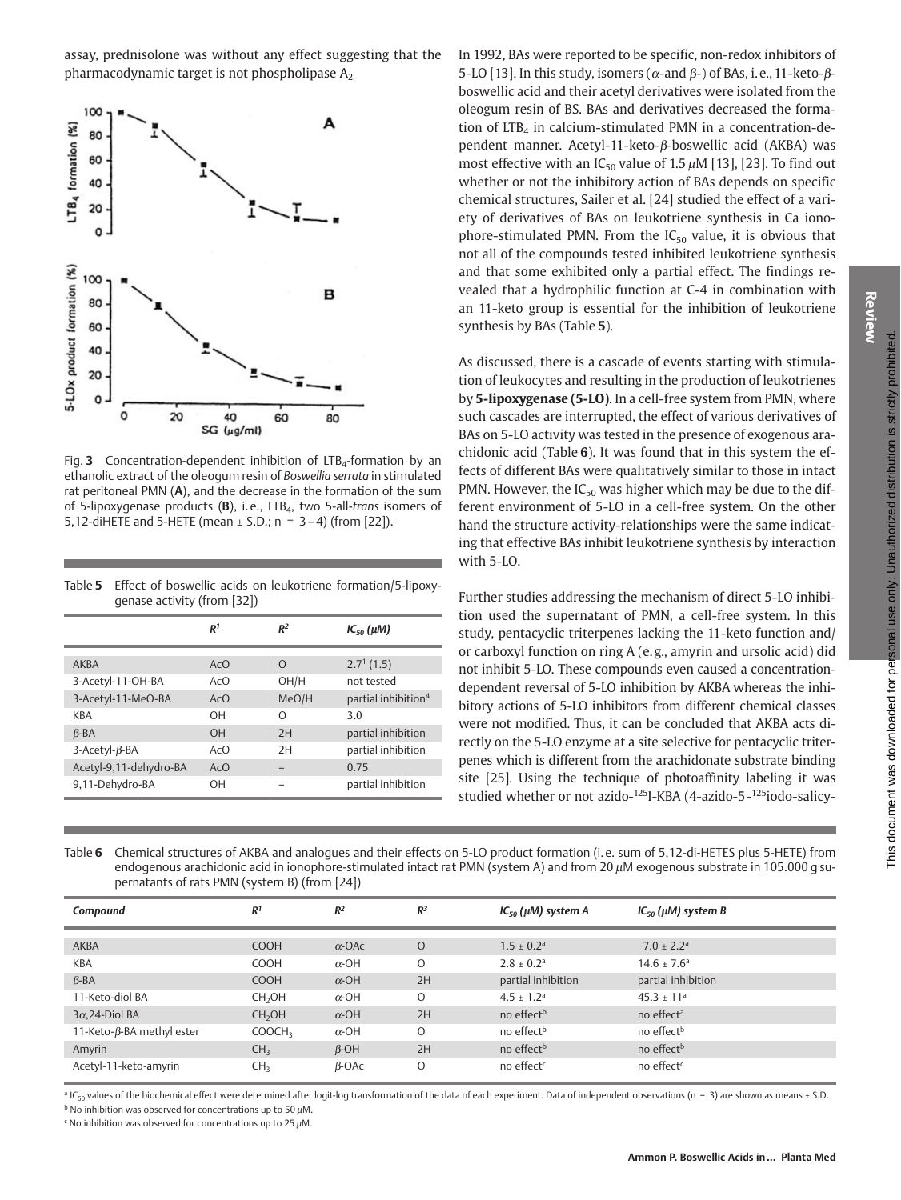assay, prednisolone was without any effect suggesting that the pharmacodynamic target is not phospholipase $A_2$.

Fig. 3 Concentration-dependent inhibition of $LTB_4$-formation by an ethanolic extract of the oleogum resin of *Boswellia serrata* in stimulated rat peritoneal PMN (**A**), and the decrease in the formation of the sum of 5-lipoxygenase products (**B**), i.e., $LTB_4$, two 5-all-*trans* isomers of 5,12-diHETE and 5-HETE (mean ± S.D.; n = 3–4) (from [22]).

Table **5** Effect of boswellic acids on leukotriene formation/5-lipoxygenase activity (from [32])

| | $R^1$ | $R^2$ | $IC_{50}$ (µM) |
|---|---|---|---|
| AKBA | AcO | O | 2.7[1] (1.5) |
| 3-Acetyl-11-OH-BA | AcO | OH/H | not tested |
| 3-Acetyl-11-MeO-BA | AcO | MeO/H | partial inhibition[4] |
| KBA | OH | O | 3.0 |
| β-BA | OH | 2H | partial inhibition |
| 3-Acetyl-β-BA | AcO | 2H | partial inhibition |
| Acetyl-9,11-dehydro-BA | AcO | – | 0.75 |
| 9,11-Dehydro-BA | OH | – | partial inhibition |

In 1992, BAs were reported to be specific, non-redox inhibitors of 5-LO [13]. In this study, isomers (α-and β-) of BAs, i.e., 11-keto-β-boswellic acid and their acetyl derivatives were isolated from the oleogum resin of BS. BAs and derivatives decreased the formation of $LTB_4$ in calcium-stimulated PMN in a concentration-dependent manner. Acetyl-11-keto-β-boswellic acid (AKBA) was most effective with an $IC_{50}$ value of 1.5 µM [13], [23]. To find out whether or not the inhibitory action of BAs depends on specific chemical structures, Sailer et al. [24] studied the effect of a variety of derivatives of BAs on leukotriene synthesis in Ca ionophore-stimulated PMN. From the $IC_{50}$ value, it is obvious that not all of the compounds tested inhibited leukotriene synthesis and that some exhibited only a partial effect. The findings revealed that a hydrophilic function at C-4 in combination with an 11-keto group is essential for the inhibition of leukotriene synthesis by BAs (Table **5**).

As discussed, there is a cascade of events starting with stimulation of leukocytes and resulting in the production of leukotrienes by **5-lipoxygenase (5-LO)**. In a cell-free system from PMN, where such cascades are interrupted, the effect of various derivatives of BAs on 5-LO activity was tested in the presence of exogenous arachidonic acid (Table **6**). It was found that in this system the effects of different BAs were qualitatively similar to those in intact PMN. However, the $IC_{50}$ was higher which may be due to the different environment of 5-LO in a cell-free system. On the other hand the structure activity-relationships were the same indicating that effective BAs inhibit leukotriene synthesis by interaction with 5-LO.

Further studies addressing the mechanism of direct 5-LO inhibition used the supernatant of PMN, a cell-free system. In this study, pentacyclic triterpenes lacking the 11-keto function and/or carboxyl function on ring A (e.g., amyrin and ursolic acid) did not inhibit 5-LO. These compounds even caused a concentration-dependent reversal of 5-LO inhibition by AKBA whereas the inhibitory actions of 5-LO inhibitors from different chemical classes were not modified. Thus, it can be concluded that AKBA acts directly on the 5-LO enzyme at a site selective for pentacyclic triterpenes which is different from the arachidonate substrate binding site [25]. Using the technique of photoaffinity labeling it was studied whether or not azido-$^{125}$I-KBA (4-azido-5-$^{125}$iodo-salicy-

Table **6** Chemical structures of AKBA and analogues and their effects on 5-LO product formation (i.e. sum of 5,12-di-HETES plus 5-HETE) from endogenous arachidonic acid in ionophore-stimulated intact rat PMN (system A) and from 20 µM exogenous substrate in 105.000 g supernatants of rats PMN (system B) (from [24])

| *Compound* | $R^1$ | $R^2$ | $R^3$ | $IC_{50}$ (µM) system A | $IC_{50}$ (µM) system B |
|---|---|---|---|---|---|
| AKBA | COOH | α-OAc | O | 1.5 ± 0.2[a] | 7.0 ± 2.2[a] |
| KBA | COOH | α-OH | O | 2.8 ± 0.2[a] | 14.6 ± 7.6[a] |
| β-BA | COOH | α-OH | 2H | partial inhibition | partial inhibition |
| 11-Keto-diol BA | $CH_2OH$ | α-OH | O | 4.5 ± 1.2[a] | 45.3 ± 11[a] |
| 3α,24-Diol BA | $CH_2OH$ | α-OH | 2H | no effect[b] | no effect[a] |
| 11-Keto-β-BA methyl ester | $COOCH_3$ | α-OH | O | no effect[b] | no effect[b] |
| Amyrin | $CH_3$ | β-OH | 2H | no effect[b] | no effect[b] |
| Acetyl-11-keto-amyrin | $CH_3$ | β-OAc | O | no effect[c] | no effect[c] |

[a] $IC_{50}$ values of the biochemical effect were determined after logit-log transformation of the data of each experiment. Data of independent observations (n = 3) are shown as means ± S.D.
[b] No inhibition was observed for concentrations up to 50 µM.
[c] No inhibition was observed for concentrations up to 25 µM.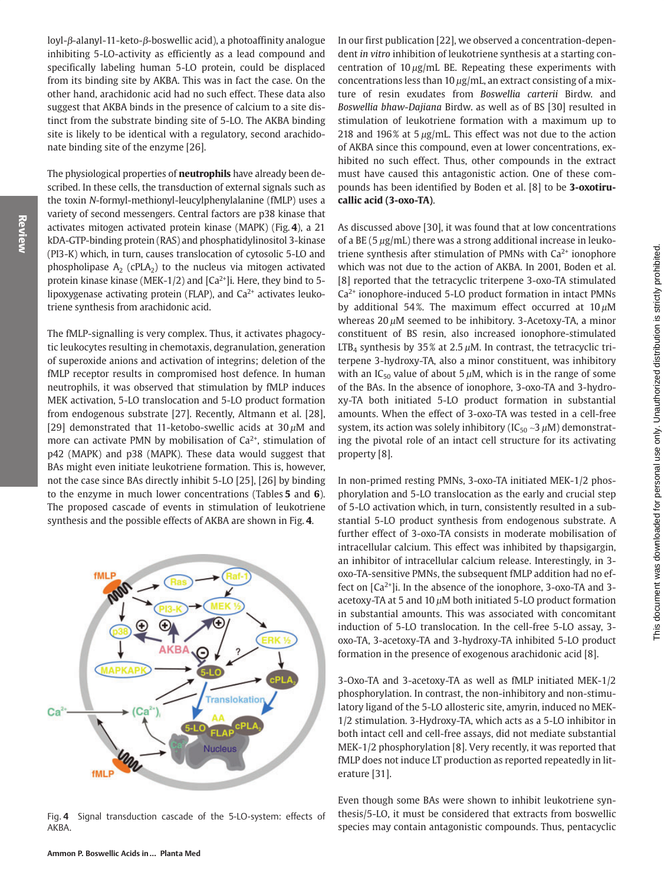loyl-β-alanyl-11-keto-β-boswellic acid), a photoaffinity analogue inhibiting 5-LO-activity as efficiently as a lead compound and specifically labeling human 5-LO protein, could be displaced from its binding site by AKBA. This was in fact the case. On the other hand, arachidonic acid had no such effect. These data also suggest that AKBA binds in the presence of calcium to a site distinct from the substrate binding site of 5-LO. The AKBA binding site is likely to be identical with a regulatory, second arachidonate binding site of the enzyme [26].

The physiological properties of **neutrophils** have already been described. In these cells, the transduction of external signals such as the toxin *N*-formyl-methionyl-leucylphenylalanine (fMLP) uses a variety of second messengers. Central factors are p38 kinase that activates mitogen activated protein kinase (MAPK) (Fig. **4**), a 21 kDA-GTP-binding protein (RAS) and phosphatidylinositol 3-kinase (PI3-K) which, in turn, causes translocation of cytosolic 5-LO and phospholipase $A_2$ ($cPLA_2$) to the nucleus via mitogen activated protein kinase kinase (MEK-1/2) and $[Ca^{2+}]i$. Here, they bind to 5-lipoxygenase activating protein (FLAP), and $Ca^{2+}$ activates leukotriene synthesis from arachidonic acid.

The fMLP-signalling is very complex. Thus, it activates phagocytic leukocytes resulting in chemotaxis, degranulation, generation of superoxide anions and activation of integrins; deletion of the fMLP receptor results in compromised host defence. In human neutrophils, it was observed that stimulation by fMLP induces MEK activation, 5-LO translocation and 5-LO product formation from endogenous substrate [27]. Recently, Altmann et al. [28], [29] demonstrated that 11-ketobo-swellic acids at 30 $\mu$M and more can activate PMN by mobilisation of $Ca^{2+}$, stimulation of p42 (MAPK) and p38 (MAPK). These data would suggest that BAs might even initiate leukotriene formation. This is, however, not the case since BAs directly inhibit 5-LO [25], [26] by binding to the enzyme in much lower concentrations (Tables **5** and **6**). The proposed cascade of events in stimulation of leukotriene synthesis and the possible effects of AKBA are shown in Fig. **4**.

Fig. **4** Signal transduction cascade of the 5-LO-system: effects of AKBA.

In our first publication [22], we observed a concentration-dependent *in vitro* inhibition of leukotriene synthesis at a starting concentration of 10 $\mu$g/mL BE. Repeating these experiments with concentrations less than 10 $\mu$g/mL, an extract consisting of a mixture of resin exudates from *Boswellia carterii* Birdw. and *Boswellia bhaw-Dajiana* Birdw. as well as of BS [30] resulted in stimulation of leukotriene formation with a maximum up to 218 and 196% at 5 $\mu$g/mL. This effect was not due to the action of AKBA since this compound, even at lower concentrations, exhibited no such effect. Thus, other compounds in the extract must have caused this antagonistic action. One of these compounds has been identified by Boden et al. [8] to be **3-oxotirucallic acid (3-oxo-TA)**.

As discussed above [30], it was found that at low concentrations of a BE (5 $\mu$g/mL) there was a strong additional increase in leukotriene synthesis after stimulation of PMNs with $Ca^{2+}$ ionophore which was not due to the action of AKBA. In 2001, Boden et al. [8] reported that the tetracyclic triterpene 3-oxo-TA stimulated $Ca^{2+}$ ionophore-induced 5-LO product formation in intact PMNs by additional 54%. The maximum effect occurred at 10 $\mu$M whereas 20 $\mu$M seemed to be inhibitory. 3-Acetoxy-TA, a minor constituent of BS resin, also increased ionophore-stimulated $LTB_4$ synthesis by 35% at 2.5 $\mu$M. In contrast, the tetracyclic triterpene 3-hydroxy-TA, also a minor constituent, was inhibitory with an $IC_{50}$ value of about 5 $\mu$M, which is in the range of some of the BAs. In the absence of ionophore, 3-oxo-TA and 3-hydroxy-TA both initiated 5-LO product formation in substantial amounts. When the effect of 3-oxo-TA was tested in a cell-free system, its action was solely inhibitory ($IC_{50}$ ~3 $\mu$M) demonstrating the pivotal role of an intact cell structure for its activating property [8].

In non-primed resting PMNs, 3-oxo-TA initiated MEK-1/2 phosphorylation and 5-LO translocation as the early and crucial step of 5-LO activation which, in turn, consistently resulted in a substantial 5-LO product synthesis from endogenous substrate. A further effect of 3-oxo-TA consists in moderate mobilisation of intracellular calcium. This effect was inhibited by thapsigargin, an inhibitor of intracellular calcium release. Interestingly, in 3-oxo-TA-sensitive PMNs, the subsequent fMLP addition had no effect on $[Ca^{2+}]i$. In the absence of the ionophore, 3-oxo-TA and 3-acetoxy-TA at 5 and 10 $\mu$M both initiated 5-LO product formation in substantial amounts. This was associated with concomitant induction of 5-LO translocation. In the cell-free 5-LO assay, 3-oxo-TA, 3-acetoxy-TA and 3-hydroxy-TA inhibited 5-LO product formation in the presence of exogenous arachidonic acid [8].

3-Oxo-TA and 3-acetoxy-TA as well as fMLP initiated MEK-1/2 phosphorylation. In contrast, the non-inhibitory and non-stimulatory ligand of the 5-LO allosteric site, amyrin, induced no MEK-1/2 stimulation. 3-Hydroxy-TA, which acts as a 5-LO inhibitor in both intact cell and cell-free assays, did not mediate substantial MEK-1/2 phosphorylation [8]. Very recently, it was reported that fMLP does not induce LT production as reported repeatedly in literature [31].

Even though some BAs were shown to inhibit leukotriene synthesis/5-LO, it must be considered that extracts from boswellic species may contain antagonistic compounds. Thus, pentacyclic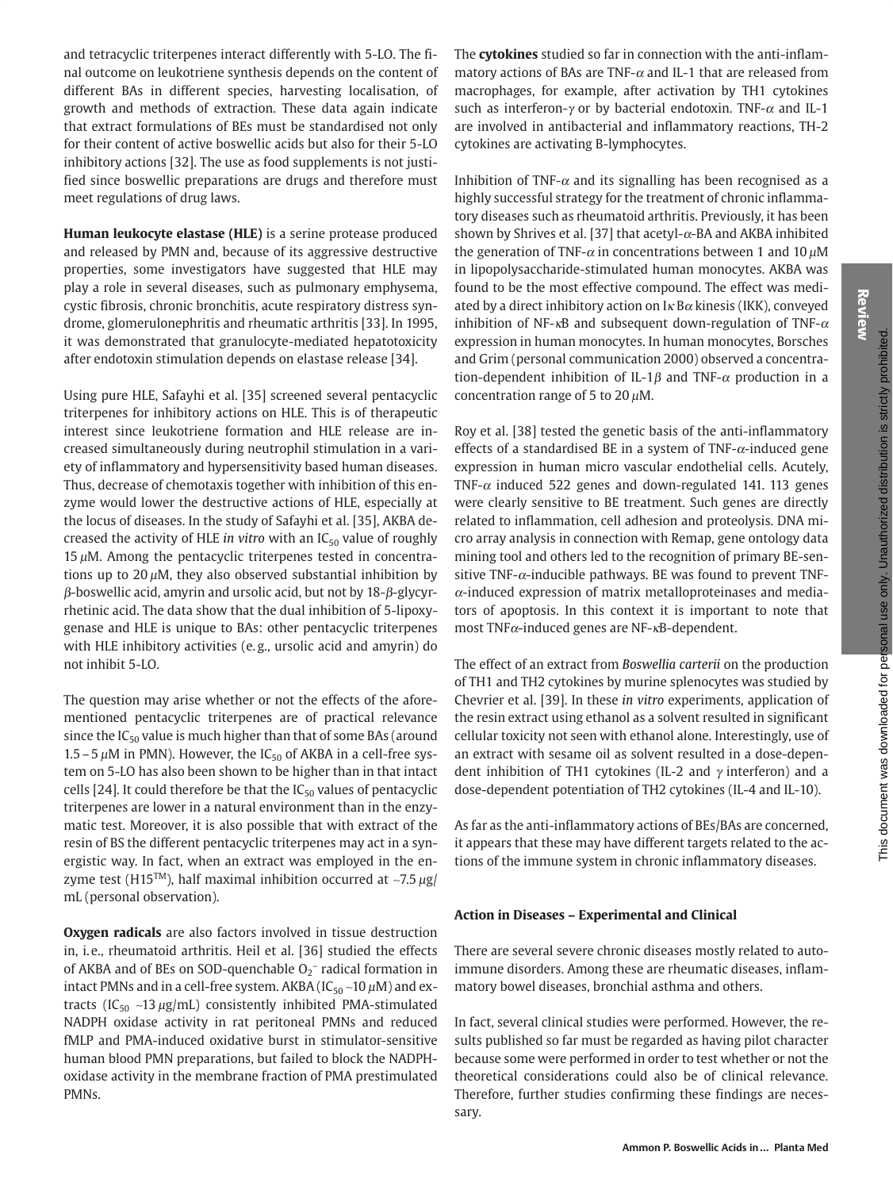and tetracyclic triterpenes interact differently with 5-LO. The final outcome on leukotriene synthesis depends on the content of different BAs in different species, harvesting localisation, of growth and methods of extraction. These data again indicate that extract formulations of BEs must be standardised not only for their content of active boswellic acids but also for their 5-LO inhibitory actions [32]. The use as food supplements is not justified since boswellic preparations are drugs and therefore must meet regulations of drug laws.

**Human leukocyte elastase (HLE)** is a serine protease produced and released by PMN and, because of its aggressive destructive properties, some investigators have suggested that HLE may play a role in several diseases, such as pulmonary emphysema, cystic fibrosis, chronic bronchitis, acute respiratory distress syndrome, glomerulonephritis and rheumatic arthritis [33]. In 1995, it was demonstrated that granulocyte-mediated hepatotoxicity after endotoxin stimulation depends on elastase release [34].

Using pure HLE, Safayhi et al. [35] screened several pentacyclic triterpenes for inhibitory actions on HLE. This is of therapeutic interest since leukotriene formation and HLE release are increased simultaneously during neutrophil stimulation in a variety of inflammatory and hypersensitivity based human diseases. Thus, decrease of chemotaxis together with inhibition of this enzyme would lower the destructive actions of HLE, especially at the locus of diseases. In the study of Safayhi et al. [35], AKBA decreased the activity of HLE *in vitro* with an $IC_{50}$ value of roughly 15 $\mu$M. Among the pentacyclic triterpenes tested in concentrations up to 20 $\mu$M, they also observed substantial inhibition by $\beta$-boswellic acid, amyrin and ursolic acid, but not by 18-$\beta$-glycyrrhetinic acid. The data show that the dual inhibition of 5-lipoxygenase and HLE is unique to BAs: other pentacyclic triterpenes with HLE inhibitory activities (e.g., ursolic acid and amyrin) do not inhibit 5-LO.

The question may arise whether or not the effects of the aforementioned pentacyclic triterpenes are of practical relevance since the $IC_{50}$ value is much higher than that of some BAs (around 1.5 – 5 $\mu$M in PMN). However, the $IC_{50}$ of AKBA in a cell-free system on 5-LO has also been shown to be higher than in that intact cells [24]. It could therefore be that the $IC_{50}$ values of pentacyclic triterpenes are lower in a natural environment than in the enzymatic test. Moreover, it is also possible that with extract of the resin of BS the different pentacyclic triterpenes may act in a synergistic way. In fact, when an extract was employed in the enzyme test (H15™), half maximal inhibition occurred at ~7.5 $\mu$g/mL (personal observation).

**Oxygen radicals** are also factors involved in tissue destruction in, i.e., rheumatoid arthritis. Heil et al. [36] studied the effects of AKBA and of BEs on SOD-quenchable $O_2^-$ radical formation in intact PMNs and in a cell-free system. AKBA ($IC_{50}$ ~10 $\mu$M) and extracts ($IC_{50}$ ~13 $\mu$g/mL) consistently inhibited PMA-stimulated NADPH oxidase activity in rat peritoneal PMNs and reduced fMLP and PMA-induced oxidative burst in stimulator-sensitive human blood PMN preparations, but failed to block the NADPH-oxidase activity in the membrane fraction of PMA prestimulated PMNs.

The **cytokines** studied so far in connection with the anti-inflammatory actions of BAs are TNF-$\alpha$ and IL-1 that are released from macrophages, for example, after activation by TH1 cytokines such as interferon-$\gamma$ or by bacterial endotoxin. TNF-$\alpha$ and IL-1 are involved in antibacterial and inflammatory reactions, TH-2 cytokines are activating B-lymphocytes.

Inhibition of TNF-$\alpha$ and its signalling has been recognised as a highly successful strategy for the treatment of chronic inflammatory diseases such as rheumatoid arthritis. Previously, it has been shown by Shrives et al. [37] that acetyl-$\alpha$-BA and AKBA inhibited the generation of TNF-$\alpha$ in concentrations between 1 and 10 $\mu$M in lipopolysaccharide-stimulated human monocytes. AKBA was found to be the most effective compound. The effect was mediated by a direct inhibitory action on I$\kappa$B$\alpha$ kinesis (IKK), conveyed inhibition of NF-$\kappa$B and subsequent down-regulation of TNF-$\alpha$ expression in human monocytes. In human monocytes, Borsches and Grim (personal communication 2000) observed a concentration-dependent inhibition of IL-1$\beta$ and TNF-$\alpha$ production in a concentration range of 5 to 20 $\mu$M.

Roy et al. [38] tested the genetic basis of the anti-inflammatory effects of a standardised BE in a system of TNF-$\alpha$-induced gene expression in human micro vascular endothelial cells. Acutely, TNF-$\alpha$ induced 522 genes and down-regulated 141. 113 genes were clearly sensitive to BE treatment. Such genes are directly related to inflammation, cell adhesion and proteolysis. DNA micro array analysis in connection with Remap, gene ontology data mining tool and others led to the recognition of primary BE-sensitive TNF-$\alpha$-inducible pathways. BE was found to prevent TNF-$\alpha$-induced expression of matrix metalloproteinases and mediators of apoptosis. In this context it is important to note that most TNF$\alpha$-induced genes are NF-$\kappa$B-dependent.

The effect of an extract from *Boswellia carterii* on the production of TH1 and TH2 cytokines by murine splenocytes was studied by Chevrier et al. [39]. In these *in vitro* experiments, application of the resin extract using ethanol as a solvent resulted in significant cellular toxicity not seen with ethanol alone. Interestingly, use of an extract with sesame oil as solvent resulted in a dose-dependent inhibition of TH1 cytokines (IL-2 and $\gamma$ interferon) and a dose-dependent potentiation of TH2 cytokines (IL-4 and IL-10).

As far as the anti-inflammatory actions of BEs/BAs are concerned, it appears that these may have different targets related to the actions of the immune system in chronic inflammatory diseases.

### Action in Diseases – Experimental and Clinical

There are several severe chronic diseases mostly related to autoimmune disorders. Among these are rheumatic diseases, inflammatory bowel diseases, bronchial asthma and others.

In fact, several clinical studies were performed. However, the results published so far must be regarded as having pilot character because some were performed in order to test whether or not the theoretical considerations could also be of clinical relevance. Therefore, further studies confirming these findings are necessary.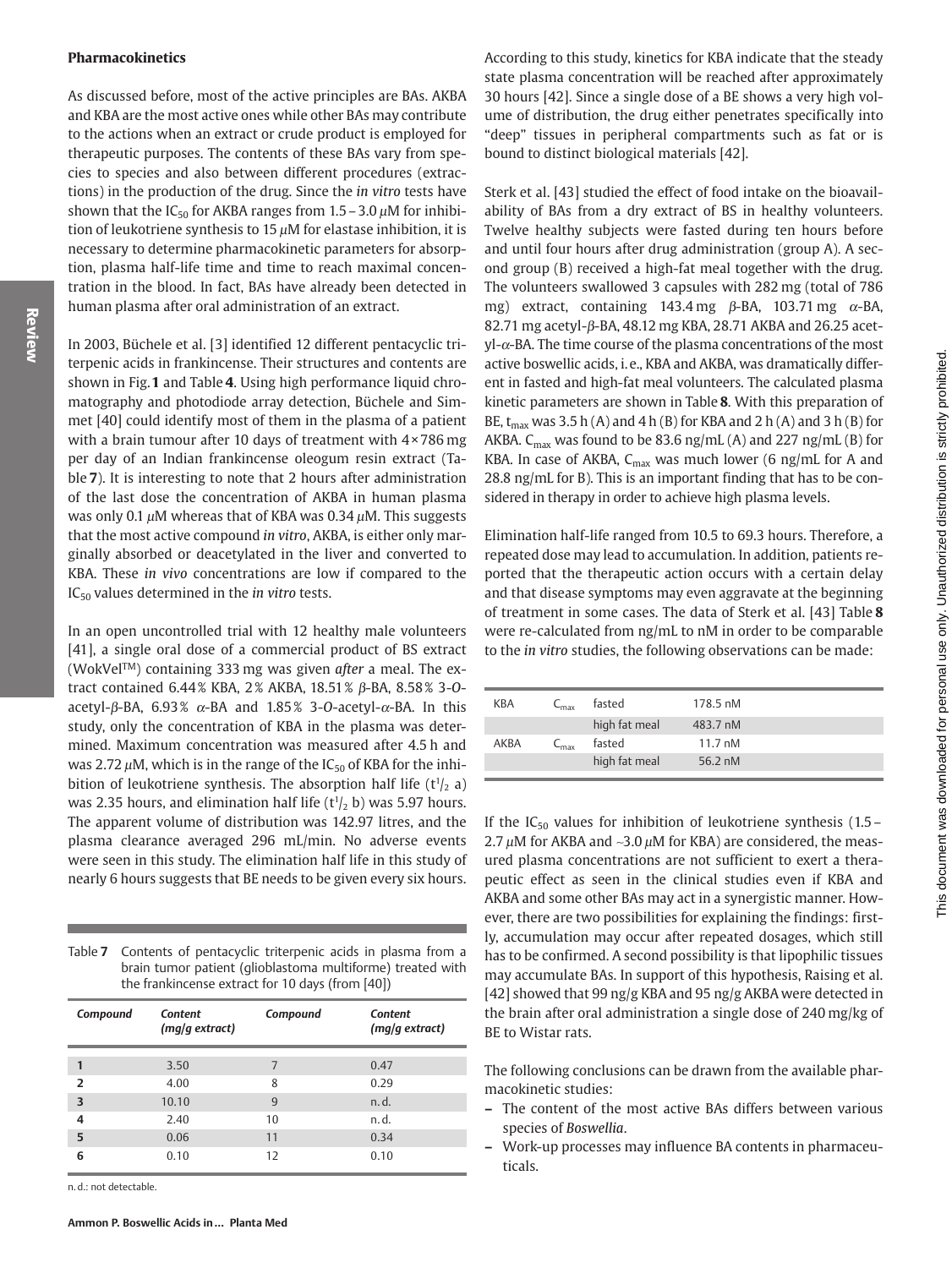### Pharmacokinetics

As discussed before, most of the active principles are BAs. AKBA and KBA are the most active ones while other BAs may contribute to the actions when an extract or crude product is employed for therapeutic purposes. The contents of these BAs vary from species to species and also between different procedures (extractions) in the production of the drug. Since the *in vitro* tests have shown that the $IC_{50}$ for AKBA ranges from 1.5–3.0 μM for inhibition of leukotriene synthesis to 15 μM for elastase inhibition, it is necessary to determine pharmacokinetic parameters for absorption, plasma half-life time and time to reach maximal concentration in the blood. In fact, BAs have already been detected in human plasma after oral administration of an extract.

In 2003, Büchele et al. [3] identified 12 different pentacyclic triterpenic acids in frankincense. Their structures and contents are shown in Fig. **1** and Table **4**. Using high performance liquid chromatography and photodiode array detection, Büchele and Simmet [40] could identify most of them in the plasma of a patient with a brain tumour after 10 days of treatment with 4 × 786 mg per day of an Indian frankincense oleogum resin extract (Table **7**). It is interesting to note that 2 hours after administration of the last dose the concentration of AKBA in human plasma was only 0.1 μM whereas that of KBA was 0.34 μM. This suggests that the most active compound *in vitro*, AKBA, is either only marginally absorbed or deacetylated in the liver and converted to KBA. These *in vivo* concentrations are low if compared to the $IC_{50}$ values determined in the *in vitro* tests.

In an open uncontrolled trial with 12 healthy male volunteers [41], a single oral dose of a commercial product of BS extract (WokVel™) containing 333 mg was given *after* a meal. The extract contained 6.44 % KBA, 2 % AKBA, 18.51 % β-BA, 8.58 % 3-*O*-acetyl-β-BA, 6.93 % α-BA and 1.85 % 3-*O*-acetyl-α-BA. In this study, only the concentration of KBA in the plasma was determined. Maximum concentration was measured after 4.5 h and was 2.72 μM, which is in the range of the $IC_{50}$ of KBA for the inhibition of leukotriene synthesis. The absorption half life ($t^1/_2$ a) was 2.35 hours, and elimination half life ($t^1/_2$ b) was 5.97 hours. The apparent volume of distribution was 142.97 litres, and the plasma clearance averaged 296 mL/min. No adverse events were seen in this study. The elimination half life in this study of nearly 6 hours suggests that BE needs to be given every six hours.

Table **7** Contents of pentacyclic triterpenic acids in plasma from a brain tumor patient (glioblastoma multiforme) treated with the frankincense extract for 10 days (from [40])

| *Compound* | *Content (mg/g extract)* | *Compound* | *Content (mg/g extract)* |
|---|---|---|---|
| **1** | 3.50 | 7 | 0.47 |
| **2** | 4.00 | 8 | 0.29 |
| **3** | 10.10 | 9 | n. d. |
| **4** | 2.40 | 10 | n. d. |
| **5** | 0.06 | 11 | 0.34 |
| **6** | 0.10 | 12 | 0.10 |

n. d.: not detectable.

According to this study, kinetics for KBA indicate that the steady state plasma concentration will be reached after approximately 30 hours [42]. Since a single dose of a BE shows a very high volume of distribution, the drug either penetrates specifically into "deep" tissues in peripheral compartments such as fat or is bound to distinct biological materials [42].

Sterk et al. [43] studied the effect of food intake on the bioavailability of BAs from a dry extract of BS in healthy volunteers. Twelve healthy subjects were fasted during ten hours before and until four hours after drug administration (group A). A second group (B) received a high-fat meal together with the drug. The volunteers swallowed 3 capsules with 282 mg (total of 786 mg) extract, containing 143.4 mg β-BA, 103.71 mg α-BA, 82.71 mg acetyl-β-BA, 48.12 mg KBA, 28.71 AKBA and 26.25 acetyl-α-BA. The time course of the plasma concentrations of the most active boswellic acids, i. e., KBA and AKBA, was dramatically different in fasted and high-fat meal volunteers. The calculated plasma kinetic parameters are shown in Table **8**. With this preparation of BE, $t_{max}$ was 3.5 h (A) and 4 h (B) for KBA and 2 h (A) and 3 h (B) for AKBA. $C_{max}$ was found to be 83.6 ng/mL (A) and 227 ng/mL (B) for KBA. In case of AKBA, $C_{max}$ was much lower (6 ng/mL for A and 28.8 ng/mL for B). This is an important finding that has to be considered in therapy in order to achieve high plasma levels.

Elimination half-life ranged from 10.5 to 69.3 hours. Therefore, a repeated dose may lead to accumulation. In addition, patients reported that the therapeutic action occurs with a certain delay and that disease symptoms may even aggravate at the beginning of treatment in some cases. The data of Sterk et al. [43] Table **8** were re-calculated from ng/mL to nM in order to be comparable to the *in vitro* studies, the following observations can be made:

| | | | |
|---|---|---|---|
| KBA | $C_{max}$ | fasted | 178.5 nM |
| | | high fat meal | 483.7 nM |
| AKBA | $C_{max}$ | fasted | 11.7 nM |
| | | high fat meal | 56.2 nM |

If the $IC_{50}$ values for inhibition of leukotriene synthesis (1.5–2.7 μM for AKBA and ~3.0 μM for KBA) are considered, the measured plasma concentrations are not sufficient to exert a therapeutic effect as seen in the clinical studies even if KBA and AKBA and some other BAs may act in a synergistic manner. However, there are two possibilities for explaining the findings: firstly, accumulation may occur after repeated dosages, which still has to be confirmed. A second possibility is that lipophilic tissues may accumulate BAs. In support of this hypothesis, Raising et al. [42] showed that 99 ng/g KBA and 95 ng/g AKBA were detected in the brain after oral administration a single dose of 240 mg/kg of BE to Wistar rats.

The following conclusions can be drawn from the available pharmacokinetic studies:

- The content of the most active BAs differs between various species of *Boswellia*.
- Work-up processes may influence BA contents in pharmaceuticals.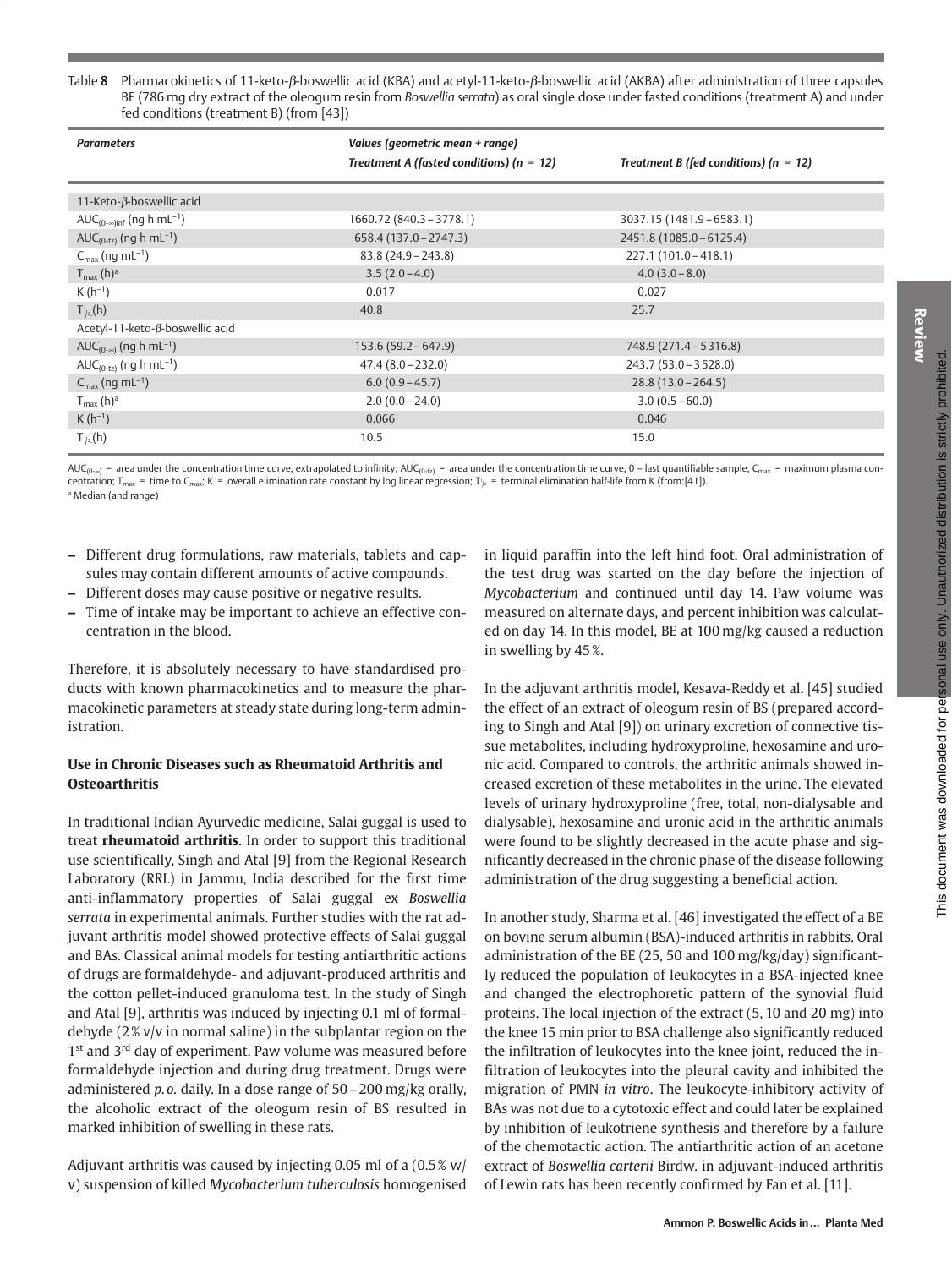Table **8** Pharmacokinetics of 11-keto-β-boswellic acid (KBA) and acetyl-11-keto-β-boswellic acid (AKBA) after administration of three capsules BE (786 mg dry extract of the oleogum resin from *Boswellia serrata*) as oral single dose under fasted conditions (treatment A) and under fed conditions (treatment B) (from [43])

| *Parameters* | *Values (geometric mean + range)* | |
|---|---|---|
| | ***Treatment A (fasted conditions) (n = 12)*** | ***Treatment B (fed conditions) (n = 12)*** |
| 11-Keto-β-boswellic acid | | |
| $AUC_{(0-\infty)inf}$ (ng h $mL^{-1}$) | 1660.72 (840.3 – 3778.1) | 3037.15 (1481.9 – 6583.1) |
| $AUC_{(0-tz)}$ (ng h $mL^{-1}$) | 658.4 (137.0 – 2747.3) | 2451.8 (1085.0 – 6125.4) |
| $C_{max}$ (ng $mL^{-1}$) | 83.8 (24.9 – 243.8) | 227.1 (101.0 – 418.1) |
| $T_{max}$ (h)[a] | 3.5 (2.0 – 4.0) | 4.0 (3.0 – 8.0) |
| K ($h^{-1}$) | 0.017 | 0.027 |
| $T_{1/2}$ (h) | 40.8 | 25.7 |
| Acetyl-11-keto-β-boswellic acid | | |
| $AUC_{(0-\infty)}$ (ng h $mL^{-1}$) | 153.6 (59.2 – 647.9) | 748.9 (271.4 – 5316.8) |
| $AUC_{(0-tz)}$ (ng h $mL^{-1}$) | 47.4 (8.0 – 232.0) | 243.7 (53.0 – 3528.0) |
| $C_{max}$ (ng $mL^{-1}$) | 6.0 (0.9 – 45.7) | 28.8 (13.0 – 264.5) |
| $T_{max}$ (h)[a] | 2.0 (0.0 – 24.0) | 3.0 (0.5 – 60.0) |
| K ($h^{-1}$) | 0.066 | 0.046 |
| $T_{1/2}$ (h) | 10.5 | 15.0 |

$AUC_{(0-\infty)}$ = area under the concentration time curve, extrapolated to infinity; $AUC_{(0-tz)}$ = area under the concentration time curve, 0 – last quantifiable sample; $C_{max}$ = maximum plasma concentration; $T_{max}$ = time to $C_{max}$; K = overall elimination rate constant by log linear regression; $T_{1/2}$ = terminal elimination half-life from K (from:[41]).
[a] Median (and range)

- Different drug formulations, raw materials, tablets and capsules may contain different amounts of active compounds.
- Different doses may cause positive or negative results.
- Time of intake may be important to achieve an effective concentration in the blood.

Therefore, it is absolutely necessary to have standardised products with known pharmacokinetics and to measure the pharmacokinetic parameters at steady state during long-term administration.

### Use in Chronic Diseases such as Rheumatoid Arthritis and Osteoarthritis

In traditional Indian Ayurvedic medicine, Salai guggal is used to treat **rheumatoid arthritis**. In order to support this traditional use scientifically, Singh and Atal [9] from the Regional Research Laboratory (RRL) in Jammu, India described for the first time anti-inflammatory properties of Salai guggal ex *Boswellia serrata* in experimental animals. Further studies with the rat adjuvant arthritis model showed protective effects of Salai guggal and BAs. Classical animal models for testing antiarthritic actions of drugs are formaldehyde- and adjuvant-produced arthritis and the cotton pellet-induced granuloma test. In the study of Singh and Atal [9], arthritis was induced by injecting 0.1 ml of formaldehyde (2% v/v in normal saline) in the subplantar region on the 1st and 3rd day of experiment. Paw volume was measured before formaldehyde injection and during drug treatment. Drugs were administered *p.o.* daily. In a dose range of 50 – 200 mg/kg orally, the alcoholic extract of the oleogum resin of BS resulted in marked inhibition of swelling in these rats.

Adjuvant arthritis was caused by injecting 0.05 ml of a (0.5% w/v) suspension of killed *Mycobacterium tuberculosis* homogenised in liquid paraffin into the left hind foot. Oral administration of the test drug was started on the day before the injection of *Mycobacterium* and continued until day 14. Paw volume was measured on alternate days, and percent inhibition was calculated on day 14. In this model, BE at 100 mg/kg caused a reduction in swelling by 45%.

In the adjuvant arthritis model, Kesava-Reddy et al. [45] studied the effect of an extract of oleogum resin of BS (prepared according to Singh and Atal [9]) on urinary excretion of connective tissue metabolites, including hydroxyproline, hexosamine and uronic acid. Compared to controls, the arthritic animals showed increased excretion of these metabolites in the urine. The elevated levels of urinary hydroxyproline (free, total, non-dialysable and dialysable), hexosamine and uronic acid in the arthritic animals were found to be slightly decreased in the acute phase and significantly decreased in the chronic phase of the disease following administration of the drug suggesting a beneficial action.

In another study, Sharma et al. [46] investigated the effect of a BE on bovine serum albumin (BSA)-induced arthritis in rabbits. Oral administration of the BE (25, 50 and 100 mg/kg/day) significantly reduced the population of leukocytes in a BSA-injected knee and changed the electrophoretic pattern of the synovial fluid proteins. The local injection of the extract (5, 10 and 20 mg) into the knee 15 min prior to BSA challenge also significantly reduced the infiltration of leukocytes into the knee joint, reduced the infiltration of leukocytes into the pleural cavity and inhibited the migration of PMN *in vitro*. The leukocyte-inhibitory activity of BAs was not due to a cytotoxic effect and could later be explained by inhibition of leukotriene synthesis and therefore by a failure of the chemotactic action. The antiarthritic action of an acetone extract of *Boswellia carterii* Birdw. in adjuvant-induced arthritis of Lewin rats has been recently confirmed by Fan et al. [11].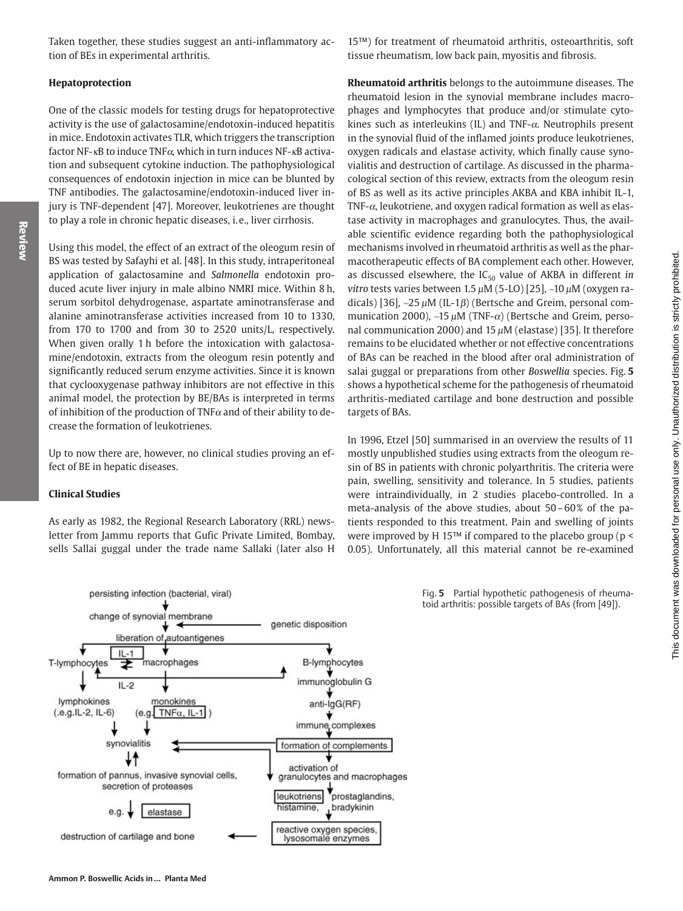Taken together, these studies suggest an anti-inflammatory action of BEs in experimental arthritis.

### Hepatoprotection

One of the classic models for testing drugs for hepatoprotective activity is the use of galactosamine/endotoxin-induced hepatitis in mice. Endotoxin activates TLR, which triggers the transcription factor NF-κB to induce TNFα, which in turn induces NF-κB activation and subsequent cytokine induction. The pathophysiological consequences of endotoxin injection in mice can be blunted by TNF antibodies. The galactosamine/endotoxin-induced liver injury is TNF-dependent [47]. Moreover, leukotrienes are thought to play a role in chronic hepatic diseases, i.e., liver cirrhosis.

Using this model, the effect of an extract of the oleogum resin of BS was tested by Safayhi et al. [48]. In this study, intraperitoneal application of galactosamine and *Salmonella* endotoxin produced acute liver injury in male albino NMRI mice. Within 8 h, serum sorbitol dehydrogenase, aspartate aminotransferase and alanine aminotransferase activities increased from 10 to 1330, from 170 to 1700 and from 30 to 2520 units/L, respectively. When given orally 1 h before the intoxication with galactosamine/endotoxin, extracts from the oleogum resin potently and significantly reduced serum enzyme activities. Since it is known that cyclooxygenase pathway inhibitors are not effective in this animal model, the protection by BE/BAs is interpreted in terms of inhibition of the production of TNFα and of their ability to decrease the formation of leukotrienes.

Up to now there are, however, no clinical studies proving an effect of BE in hepatic diseases.

### Clinical Studies

As early as 1982, the Regional Research Laboratory (RRL) newsletter from Jammu reports that Gufic Private Limited, Bombay, sells Sallai guggal under the trade name Sallaki (later also H 15™) for treatment of rheumatoid arthritis, osteoarthritis, soft tissue rheumatism, low back pain, myositis and fibrosis.

**Rheumatoid arthritis** belongs to the autoimmune diseases. The rheumatoid lesion in the synovial membrane includes macrophages and lymphocytes that produce and/or stimulate cytokines such as interleukins (IL) and TNF-α. Neutrophils present in the synovial fluid of the inflamed joints produce leukotrienes, oxygen radicals and elastase activity, which finally cause synovialitis and destruction of cartilage. As discussed in the pharmacological section of this review, extracts from the oleogum resin of BS as well as its active principles AKBA and KBA inhibit IL-1, TNF-α, leukotriene, and oxygen radical formation as well as elastase activity in macrophages and granulocytes. Thus, the available scientific evidence regarding both the pathophysiological mechanisms involved in rheumatoid arthritis as well as the pharmacotherapeutic effects of BA complement each other. However, as discussed elsewhere, the $IC_{50}$ value of AKBA in different *in vitro* tests varies between 1.5 μM (5-LO) [25], ~10 μM (oxygen radicals) [36], ~25 μM (IL-1β) (Bertsche and Greim, personal communication 2000), ~15 μM (TNF-α) (Bertsche and Greim, personal communication 2000) and 15 μM (elastase) [35]. It therefore remains to be elucidated whether or not effective concentrations of BAs can be reached in the blood after oral administration of salai guggal or preparations from other *Boswellia* species. Fig. **5** shows a hypothetical scheme for the pathogenesis of rheumatoid arthritis-mediated cartilage and bone destruction and possible targets of BAs.

In 1996, Etzel [50] summarised in an overview the results of 11 mostly unpublished studies using extracts from the oleogum resin of BS in patients with chronic polyarthritis. The criteria were pain, swelling, sensitivity and tolerance. In 5 studies, patients were intraindividually, in 2 studies placebo-controlled. In a meta-analysis of the above studies, about 50–60% of the patients responded to this treatment. Pain and swelling of joints were improved by H 15™ if compared to the placebo group ($p < 0.05$). Unfortunately, all this material cannot be re-examined

persisting infection (bacterial, viral) → change of synovial membrane ← genetic disposition → liberation of autoantigenes → T-lymphocytes ⇄ (IL-1) macrophages; B-lymphocytes → immunoglobulin G → anti-IgG(RF) → immune complexes → formation of complements; IL-2; lymphokines (e.g. IL-2, IL-6); monokines (e.g. TNFα, IL-1) → synovialitis ⇅ formation of pannus, invasive synovial cells, secretion of proteases → e.g. elastase → destruction of cartilage and bone; activation of granulocytes and macrophages → leukotriens, prostaglandins, histamine, bradykinin → reactive oxygen species, lysosomale enzymes

Fig. **5** Partial hypothetic pathogenesis of rheumatoid arthritis: possible targets of BAs (from [49]).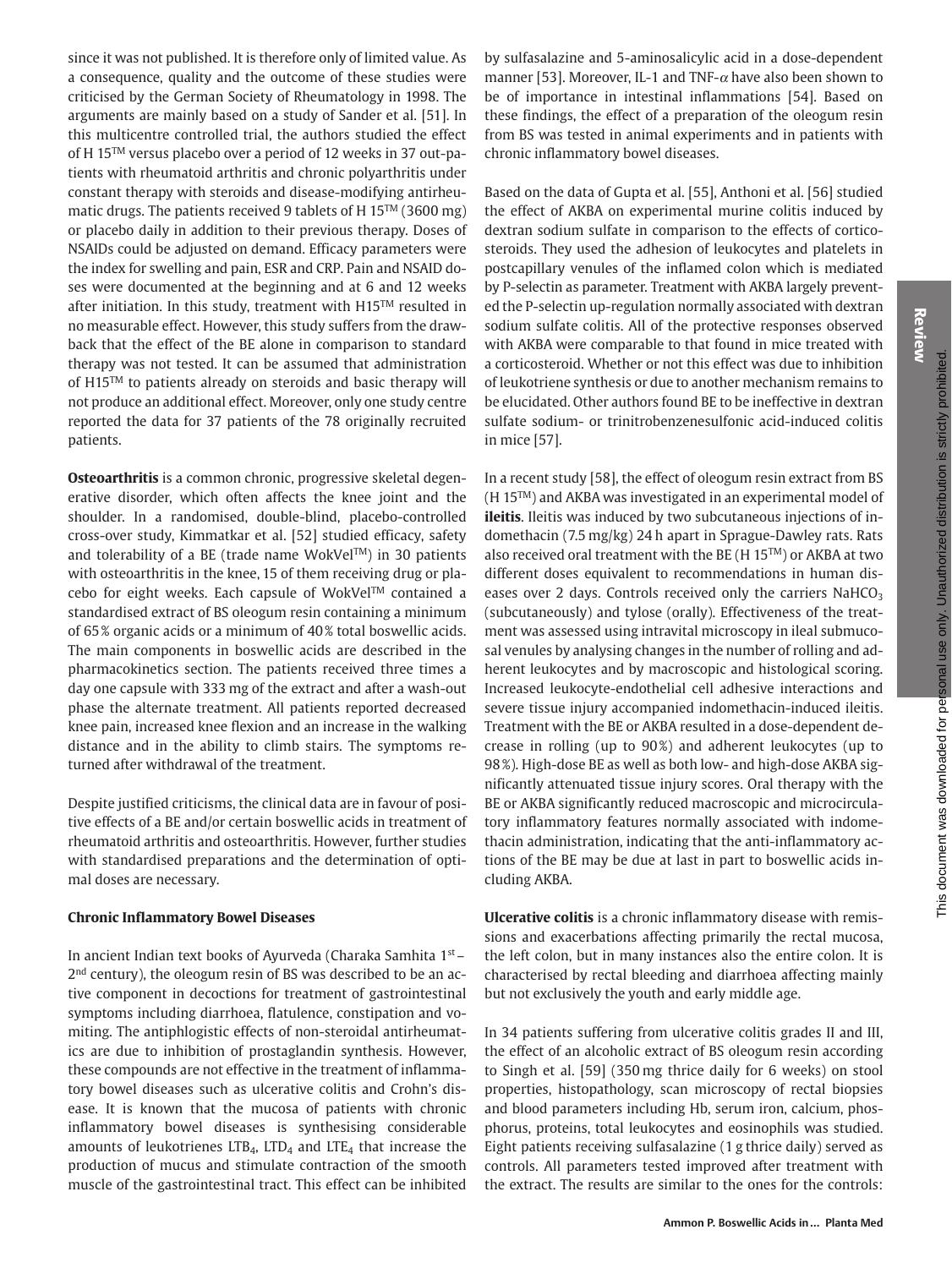since it was not published. It is therefore only of limited value. As a consequence, quality and the outcome of these studies were criticised by the German Society of Rheumatology in 1998. The arguments are mainly based on a study of Sander et al. [51]. In this multicentre controlled trial, the authors studied the effect of H 15™ versus placebo over a period of 12 weeks in 37 out-patients with rheumatoid arthritis and chronic polyarthritis under constant therapy with steroids and disease-modifying antirheumatic drugs. The patients received 9 tablets of H 15™ (3600 mg) or placebo daily in addition to their previous therapy. Doses of NSAIDs could be adjusted on demand. Efficacy parameters were the index for swelling and pain, ESR and CRP. Pain and NSAID doses were documented at the beginning and at 6 and 12 weeks after initiation. In this study, treatment with H15™ resulted in no measurable effect. However, this study suffers from the drawback that the effect of the BE alone in comparison to standard therapy was not tested. It can be assumed that administration of H15™ to patients already on steroids and basic therapy will not produce an additional effect. Moreover, only one study centre reported the data for 37 patients of the 78 originally recruited patients.

**Osteoarthritis** is a common chronic, progressive skeletal degenerative disorder, which often affects the knee joint and the shoulder. In a randomised, double-blind, placebo-controlled cross-over study, Kimmatkar et al. [52] studied efficacy, safety and tolerability of a BE (trade name WokVel™) in 30 patients with osteoarthritis in the knee, 15 of them receiving drug or placebo for eight weeks. Each capsule of WokVel™ contained a standardised extract of BS oleogum resin containing a minimum of 65% organic acids or a minimum of 40% total boswellic acids. The main components in boswellic acids are described in the pharmacokinetics section. The patients received three times a day one capsule with 333 mg of the extract and after a wash-out phase the alternate treatment. All patients reported decreased knee pain, increased knee flexion and an increase in the walking distance and in the ability to climb stairs. The symptoms returned after withdrawal of the treatment.

Despite justified criticisms, the clinical data are in favour of positive effects of a BE and/or certain boswellic acids in treatment of rheumatoid arthritis and osteoarthritis. However, further studies with standardised preparations and the determination of optimal doses are necessary.

### Chronic Inflammatory Bowel Diseases

In ancient Indian text books of Ayurveda (Charaka Samhita 1st – 2nd century), the oleogum resin of BS was described to be an active component in decoctions for treatment of gastrointestinal symptoms including diarrhoea, flatulence, constipation and vomiting. The antiphlogistic effects of non-steroidal antirheumatics are due to inhibition of prostaglandin synthesis. However, these compounds are not effective in the treatment of inflammatory bowel diseases such as ulcerative colitis and Crohn's disease. It is known that the mucosa of patients with chronic inflammatory bowel diseases is synthesising considerable amounts of leukotrienes $LTB_4$, $LTD_4$ and $LTE_4$ that increase the production of mucus and stimulate contraction of the smooth muscle of the gastrointestinal tract. This effect can be inhibited by sulfasalazine and 5-aminosalicylic acid in a dose-dependent manner [53]. Moreover, IL-1 and TNF-$\alpha$ have also been shown to be of importance in intestinal inflammations [54]. Based on these findings, the effect of a preparation of the oleogum resin from BS was tested in animal experiments and in patients with chronic inflammatory bowel diseases.

Based on the data of Gupta et al. [55], Anthoni et al. [56] studied the effect of AKBA on experimental murine colitis induced by dextran sodium sulfate in comparison to the effects of corticosteroids. They used the adhesion of leukocytes and platelets in postcapillary venules of the inflamed colon which is mediated by P-selectin as parameter. Treatment with AKBA largely prevented the P-selectin up-regulation normally associated with dextran sodium sulfate colitis. All of the protective responses observed with AKBA were comparable to that found in mice treated with a corticosteroid. Whether or not this effect was due to inhibition of leukotriene synthesis or due to another mechanism remains to be elucidated. Other authors found BE to be ineffective in dextran sulfate sodium- or trinitrobenzenesulfonic acid-induced colitis in mice [57].

In a recent study [58], the effect of oleogum resin extract from BS (H 15™) and AKBA was investigated in an experimental model of **ileitis**. Ileitis was induced by two subcutaneous injections of indomethacin (7.5 mg/kg) 24 h apart in Sprague-Dawley rats. Rats also received oral treatment with the BE (H 15™) or AKBA at two different doses equivalent to recommendations in human diseases over 2 days. Controls received only the carriers $NaHCO_3$ (subcutaneously) and tylose (orally). Effectiveness of the treatment was assessed using intravital microscopy in ileal submucosal venules by analysing changes in the number of rolling and adherent leukocytes and by macroscopic and histological scoring. Increased leukocyte-endothelial cell adhesive interactions and severe tissue injury accompanied indomethacin-induced ileitis. Treatment with the BE or AKBA resulted in a dose-dependent decrease in rolling (up to 90%) and adherent leukocytes (up to 98%). High-dose BE as well as both low- and high-dose AKBA significantly attenuated tissue injury scores. Oral therapy with the BE or AKBA significantly reduced macroscopic and microcirculatory inflammatory features normally associated with indomethacin administration, indicating that the anti-inflammatory actions of the BE may be due at last in part to boswellic acids including AKBA.

**Ulcerative colitis** is a chronic inflammatory disease with remissions and exacerbations affecting primarily the rectal mucosa, the left colon, but in many instances also the entire colon. It is characterised by rectal bleeding and diarrhoea affecting mainly but not exclusively the youth and early middle age.

In 34 patients suffering from ulcerative colitis grades II and III, the effect of an alcoholic extract of BS oleogum resin according to Singh et al. [59] (350 mg thrice daily for 6 weeks) on stool properties, histopathology, scan microscopy of rectal biopsies and blood parameters including Hb, serum iron, calcium, phosphorus, proteins, total leukocytes and eosinophils was studied. Eight patients receiving sulfasalazine (1 g thrice daily) served as controls. All parameters tested improved after treatment with the extract. The results are similar to the ones for the controls: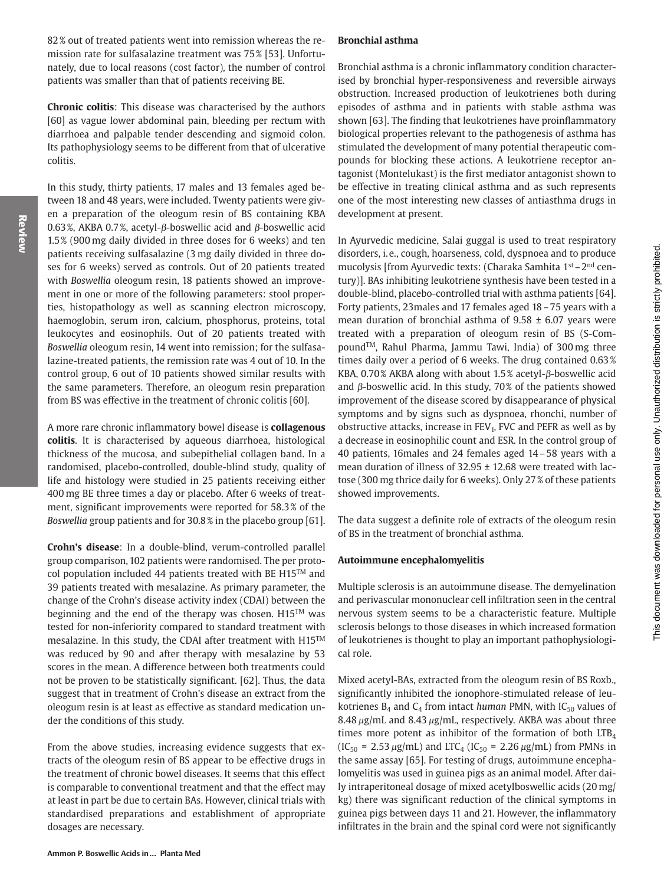82 % out of treated patients went into remission whereas the remission rate for sulfasalazine treatment was 75 % [53]. Unfortunately, due to local reasons (cost factor), the number of control patients was smaller than that of patients receiving BE.

**Chronic colitis**: This disease was characterised by the authors [60] as vague lower abdominal pain, bleeding per rectum with diarrhoea and palpable tender descending and sigmoid colon. Its pathophysiology seems to be different from that of ulcerative colitis.

In this study, thirty patients, 17 males and 13 females aged between 18 and 48 years, were included. Twenty patients were given a preparation of the oleogum resin of BS containing KBA 0.63 %, AKBA 0.7 %, acetyl-*β*-boswellic acid and *β*-boswellic acid 1.5 % (900 mg daily divided in three doses for 6 weeks) and ten patients receiving sulfasalazine (3 mg daily divided in three doses for 6 weeks) served as controls. Out of 20 patients treated with *Boswellia* oleogum resin, 18 patients showed an improvement in one or more of the following parameters: stool properties, histopathology as well as scanning electron microscopy, haemoglobin, serum iron, calcium, phosphorus, proteins, total leukocytes and eosinophils. Out of 20 patients treated with *Boswellia* oleogum resin, 14 went into remission; for the sulfasalazine-treated patients, the remission rate was 4 out of 10. In the control group, 6 out of 10 patients showed similar results with the same parameters. Therefore, an oleogum resin preparation from BS was effective in the treatment of chronic colitis [60].

A more rare chronic inflammatory bowel disease is **collagenous colitis**. It is characterised by aqueous diarrhoea, histological thickness of the mucosa, and subepithelial collagen band. In a randomised, placebo-controlled, double-blind study, quality of life and histology were studied in 25 patients receiving either 400 mg BE three times a day or placebo. After 6 weeks of treatment, significant improvements were reported for 58.3 % of the *Boswellia* group patients and for 30.8 % in the placebo group [61].

**Crohn's disease**: In a double-blind, verum-controlled parallel group comparison, 102 patients were randomised. The per protocol population included 44 patients treated with BE H15™ and 39 patients treated with mesalazine. As primary parameter, the change of the Crohn's disease activity index (CDAI) between the beginning and the end of the therapy was chosen. H15™ was tested for non-inferiority compared to standard treatment with mesalazine. In this study, the CDAI after treatment with H15™ was reduced by 90 and after therapy with mesalazine by 53 scores in the mean. A difference between both treatments could not be proven to be statistically significant. [62]. Thus, the data suggest that in treatment of Crohn's disease an extract from the oleogum resin is at least as effective as standard medication under the conditions of this study.

From the above studies, increasing evidence suggests that extracts of the oleogum resin of BS appear to be effective drugs in the treatment of chronic bowel diseases. It seems that this effect is comparable to conventional treatment and that the effect may at least in part be due to certain BAs. However, clinical trials with standardised preparations and establishment of appropriate dosages are necessary.

### Bronchial asthma

Bronchial asthma is a chronic inflammatory condition characterised by bronchial hyper-responsiveness and reversible airways obstruction. Increased production of leukotrienes both during episodes of asthma and in patients with stable asthma was shown [63]. The finding that leukotrienes have proinflammatory biological properties relevant to the pathogenesis of asthma has stimulated the development of many potential therapeutic compounds for blocking these actions. A leukotriene receptor antagonist (Montelukast) is the first mediator antagonist shown to be effective in treating clinical asthma and as such represents one of the most interesting new classes of antiasthma drugs in development at present.

In Ayurvedic medicine, Salai guggal is used to treat respiratory disorders, i. e., cough, hoarseness, cold, dyspnoea and to produce mucolysis [from Ayurvedic texts: (Charaka Samhita 1st – 2nd century)]. BAs inhibiting leukotriene synthesis have been tested in a double-blind, placebo-controlled trial with asthma patients [64]. Forty patients, 23males and 17 females aged 18 – 75 years with a mean duration of bronchial asthma of $9.58 \pm 6.07$ years were treated with a preparation of oleogum resin of BS (S-Compound™, Rahul Pharma, Jammu Tawi, India) of 300 mg three times daily over a period of 6 weeks. The drug contained 0.63 % KBA, 0.70 % AKBA along with about 1.5 % acetyl-*β*-boswellic acid and *β*-boswellic acid. In this study, 70 % of the patients showed improvement of the disease scored by disappearance of physical symptoms and by signs such as dyspnoea, rhonchi, number of obstructive attacks, increase in $FEV_1$, FVC and PEFR as well as by a decrease in eosinophilic count and ESR. In the control group of 40 patients, 16males and 24 females aged 14 – 58 years with a mean duration of illness of $32.95 \pm 12.68$ were treated with lactose (300 mg thrice daily for 6 weeks). Only 27 % of these patients showed improvements.

The data suggest a definite role of extracts of the oleogum resin of BS in the treatment of bronchial asthma.

### Autoimmune encephalomyelitis

Multiple sclerosis is an autoimmune disease. The demyelination and perivascular mononuclear cell infiltration seen in the central nervous system seems to be a characteristic feature. Multiple sclerosis belongs to those diseases in which increased formation of leukotrienes is thought to play an important pathophysiological role.

Mixed acetyl-BAs, extracted from the oleogum resin of BS Roxb., significantly inhibited the ionophore-stimulated release of leukotrienes $B_4$ and $C_4$ from intact *human* PMN, with $IC_{50}$ values of 8.48 μg/mL and 8.43 μg/mL, respectively. AKBA was about three times more potent as inhibitor of the formation of both $LTB_4$ ($IC_{50}$ = 2.53 μg/mL) and $LTC_4$ ($IC_{50}$ = 2.26 μg/mL) from PMNs in the same assay [65]. For testing of drugs, autoimmune encephalomyelitis was used in guinea pigs as an animal model. After daily intraperitoneal dosage of mixed acetylboswellic acids (20 mg/kg) there was significant reduction of the clinical symptoms in guinea pigs between days 11 and 21. However, the inflammatory infiltrates in the brain and the spinal cord were not significantly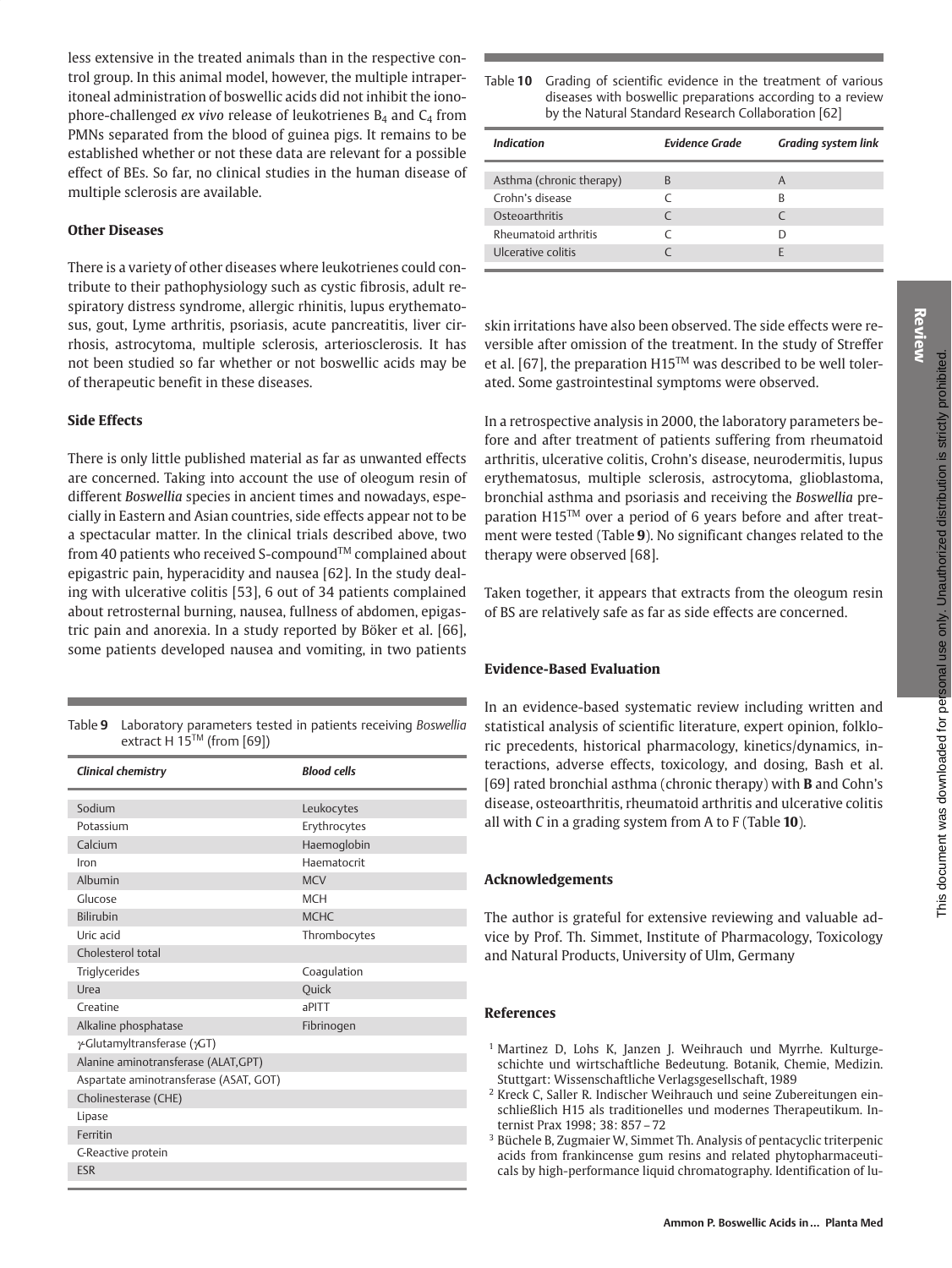less extensive in the treated animals than in the respective control group. In this animal model, however, the multiple intraperitoneal administration of boswellic acids did not inhibit the ionophore-challenged *ex vivo* release of leukotrienes $B_4$ and $C_4$ from PMNs separated from the blood of guinea pigs. It remains to be established whether or not these data are relevant for a possible effect of BEs. So far, no clinical studies in the human disease of multiple sclerosis are available.

### Other Diseases

There is a variety of other diseases where leukotrienes could contribute to their pathophysiology such as cystic fibrosis, adult respiratory distress syndrome, allergic rhinitis, lupus erythematosus, gout, Lyme arthritis, psoriasis, acute pancreatitis, liver cirrhosis, astrocytoma, multiple sclerosis, arteriosclerosis. It has not been studied so far whether or not boswellic acids may be of therapeutic benefit in these diseases.

### Side Effects

There is only little published material as far as unwanted effects are concerned. Taking into account the use of oleogum resin of different *Boswellia* species in ancient times and nowadays, especially in Eastern and Asian countries, side effects appear not to be a spectacular matter. In the clinical trials described above, two from 40 patients who received S-compound™ complained about epigastric pain, hyperacidity and nausea [62]. In the study dealing with ulcerative colitis [53], 6 out of 34 patients complained about retrosternal burning, nausea, fullness of abdomen, epigastric pain and anorexia. In a study reported by Böker et al. [66], some patients developed nausea and vomiting, in two patients skin irritations have also been observed. The side effects were reversible after omission of the treatment. In the study of Streffer et al. [67], the preparation H15™ was described to be well tolerated. Some gastrointestinal symptoms were observed.

Table **9** Laboratory parameters tested in patients receiving *Boswellia* extract H 15™ (from [69])

| *Clinical chemistry* | *Blood cells* |
|---|---|
| Sodium | Leukocytes |
| Potassium | Erythrocytes |
| Calcium | Haemoglobin |
| Iron | Haematocrit |
| Albumin | MCV |
| Glucose | MCH |
| Bilirubin | MCHC |
| Uric acid | Thrombocytes |
| Cholesterol total | |
| Triglycerides | Coagulation |
| Urea | Quick |
| Creatine | aPITT |
| Alkaline phosphatase | Fibrinogen |
| γ-Glutamyltransferase (γGT) | |
| Alanine aminotransferase (ALAT,GPT) | |
| Aspartate aminotransferase (ASAT, GOT) | |
| Cholinesterase (CHE) | |
| Lipase | |
| Ferritin | |
| C-Reactive protein | |
| ESR | |

In a retrospective analysis in 2000, the laboratory parameters before and after treatment of patients suffering from rheumatoid arthritis, ulcerative colitis, Crohn's disease, neurodermitis, lupus erythematosus, multiple sclerosis, astrocytoma, glioblastoma, bronchial asthma and psoriasis and receiving the *Boswellia* preparation H15™ over a period of 6 years before and after treatment were tested (Table **9**). No significant changes related to the therapy were observed [68].

Taken together, it appears that extracts from the oleogum resin of BS are relatively safe as far as side effects are concerned.

Table **10** Grading of scientific evidence in the treatment of various diseases with boswellic preparations according to a review by the Natural Standard Research Collaboration [62]

| *Indication* | *Evidence Grade* | *Grading system link* |
|---|---|---|
| Asthma (chronic therapy) | B | A |
| Crohn's disease | C | B |
| Osteoarthritis | C | C |
| Rheumatoid arthritis | C | D |
| Ulcerative colitis | C | E |

### Evidence-Based Evaluation

In an evidence-based systematic review including written and statistical analysis of scientific literature, expert opinion, folkloric precedents, historical pharmacology, kinetics/dynamics, interactions, adverse effects, toxicology, and dosing, Bash et al. [69] rated bronchial asthma (chronic therapy) with **B** and Cohn's disease, osteoarthritis, rheumatoid arthritis and ulcerative colitis all with *C* in a grading system from A to F (Table **10**).

### Acknowledgements

The author is grateful for extensive reviewing and valuable advice by Prof. Th. Simmet, Institute of Pharmacology, Toxicology and Natural Products, University of Ulm, Germany

### References

1. Martinez D, Lohs K, Janzen J. Weihrauch und Myrrhe. Kulturgeschichte und wirtschaftliche Bedeutung. Botanik, Chemie, Medizin. Stuttgart: Wissenschaftliche Verlagsgesellschaft, 1989
2. Kreck C, Saller R. Indischer Weihrauch und seine Zubereitungen einschließlich H15 als traditionelles und modernes Therapeutikum. Internist Prax 1998; 38: 857–72
3. Büchele B, Zugmaier W, Simmet Th. Analysis of pentacyclic triterpenic acids from frankincense gum resins and related phytopharmaceuticals by high-performance liquid chromatography. Identification of lu-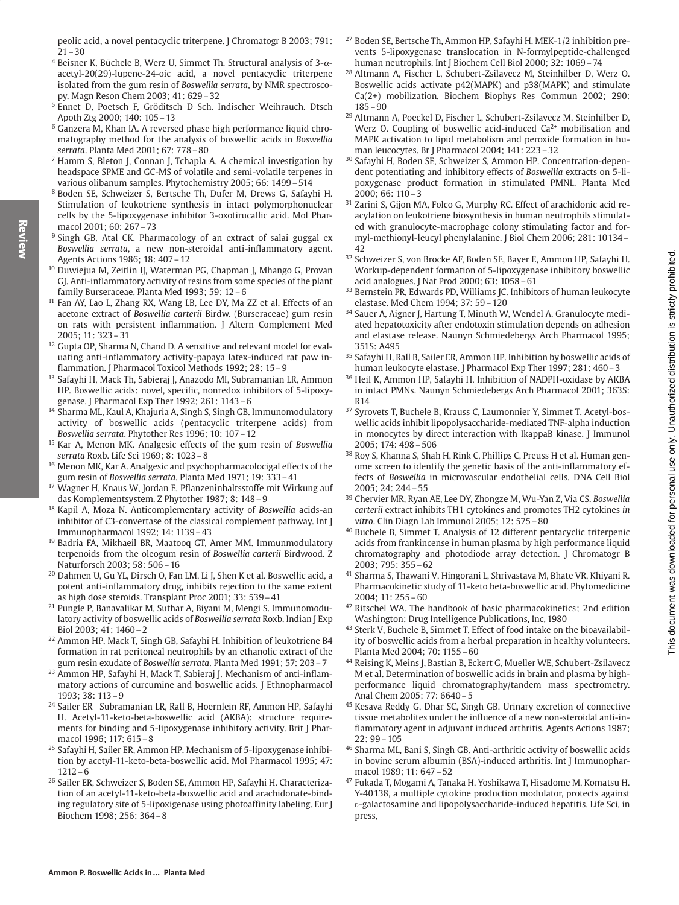peolic acid, a novel pentacyclic triterpene. J Chromatogr B 2003; 791: 21 – 30

4 Beisner K, Büchele B, Werz U, Simmet Th. Structural analysis of 3-$\alpha$-acetyl-20(29)-lupene-24-oic acid, a novel pentacyclic triterpene isolated from the gum resin of *Boswellia serrata*, by NMR spectroscopy. Magn Reson Chem 2003; 41: 629 – 32

5 Ennet D, Poetsch F, Gröditsch D Sch. Indischer Weihrauch. Dtsch Apoth Ztg 2000; 140: 105 – 13

6 Ganzera M, Khan IA. A reversed phase high performance liquid chromatography method for the analysis of boswellic acids in *Boswellia serrata*. Planta Med 2001; 67: 778 – 80

7 Hamm S, Bleton J, Connan J, Tchapla A. A chemical investigation by headspace SPME and GC-MS of volatile and semi-volatile terpenes in various olibanum samples. Phytochemistry 2005; 66: 1499 – 514

8 Boden SE, Schweizer S, Bertsche Th, Dufer M, Drews G, Safayhi H. Stimulation of leukotriene synthesis in intact polymorphonuclear cells by the 5-lipoxygenase inhibitor 3-oxotirucallic acid. Mol Pharmacol 2001; 60: 267 – 73

9 Singh GB, Atal CK. Pharmacology of an extract of salai guggal ex *Boswellia serrata*, a new non-steroidal anti-inflammatory agent. Agents Actions 1986; 18: 407 – 12

10 Duwiejua M, Zeitlin IJ, Waterman PG, Chapman J, Mhango G, Provan GJ. Anti-inflammatory activity of resins from some species of the plant family Burseraceae. Planta Med 1993; 59: 12 – 6

11 Fan AY, Lao L, Zhang RX, Wang LB, Lee DY, Ma ZZ et al. Effects of an acetone extract of *Boswellia carterii* Birdw. (Burseraceae) gum resin on rats with persistent inflammation. J Altern Complement Med 2005; 11: 323 – 31

12 Gupta OP, Sharma N, Chand D. A sensitive and relevant model for evaluating anti-inflammatory activity-papaya latex-induced rat paw inflammation. J Pharmacol Toxicol Methods 1992; 28: 15 – 9

13 Safayhi H, Mack Th, Sabieraj J, Anazodo MI, Subramanian LR, Ammon HP. Boswellic acids: novel, specific, nonredox inhibitors of 5-lipoxygenase. J Pharmacol Exp Ther 1992; 261: 1143 – 6

14 Sharma ML, Kaul A, Khajuria A, Singh S, Singh GB. Immunomodulatory activity of boswellic acids (pentacyclic triterpene acids) from *Boswellia serrata*. Phytother Res 1996; 10: 107 – 12

15 Kar A, Menon MK. Analgesic effects of the gum resin of *Boswellia serrata* Roxb. Life Sci 1969; 8: 1023 – 8

16 Menon MK, Kar A. Analgesic and psychopharmacolocigal effects of the gum resin of *Boswellia serrata*. Planta Med 1971; 19: 333 – 41

17 Wagner H, Knaus W, Jordan E. Pflanzeninhaltsstoffe mit Wirkung auf das Komplementsystem. Z Phytother 1987; 8: 148 – 9

18 Kapil A, Moza N. Anticomplementary activity of *Boswellia* acids-an inhibitor of C3-convertase of the classical complement pathway. Int J Immunopharmacol 1992; 14: 1139 – 43

19 Badria FA, Mikhaeil BR, Maatooq GT, Amer MM. Immunmodulatory terpenoids from the oleogum resin of *Boswellia carterii* Birdwood. Z Naturforsch 2003; 58: 506 – 16

20 Dahmen U, Gu YL, Dirsch O, Fan LM, Li J, Shen K et al. Boswellic acid, a potent anti-inflammatory drug, inhibits rejection to the same extent as high dose steroids. Transplant Proc 2001; 33: 539 – 41

21 Pungle P, Banavalikar M, Suthar A, Biyani M, Mengi S. Immunomodulatory activity of boswellic acids of *Boswellia serrata* Roxb. Indian J Exp Biol 2003; 41: 1460 – 2

22 Ammon HP, Mack T, Singh GB, Safayhi H. Inhibition of leukotriene B4 formation in rat peritoneal neutrophils by an ethanolic extract of the gum resin exudate of *Boswellia serrata*. Planta Med 1991; 57: 203 – 7

23 Ammon HP, Safayhi H, Mack T, Sabieraj J. Mechanism of anti-inflammatory actions of curcumine and boswellic acids. J Ethnopharmacol 1993; 38: 113 – 9

24 Sailer ER Subramanian LR, Rall B, Hoernlein RF, Ammon HP, Safayhi H. Acetyl-11-keto-beta-boswellic acid (AKBA): structure requirements for binding and 5-lipoxygenase inhibitory activity. Brit J Pharmacol 1996; 117: 615 – 8

25 Safayhi H, Sailer ER, Ammon HP. Mechanism of 5-lipoxygenase inhibition by acetyl-11-keto-beta-boswellic acid. Mol Pharmacol 1995; 47: 1212 – 6

26 Sailer ER, Schweizer S, Boden SE, Ammon HP, Safayhi H. Characterization of an acetyl-11-keto-beta-boswellic acid and arachidonate-binding regulatory site of 5-lipoxigenase using photoaffinity labeling. Eur J Biochem 1998; 256: 364 – 8

27 Boden SE, Bertsche Th, Ammon HP, Safayhi H. MEK-1/2 inhibition prevents 5-lipoxygenase translocation in N-formylpeptide-challenged human neutrophils. Int J Biochem Cell Biol 2000; 32: 1069 – 74

28 Altmann A, Fischer L, Schubert-Zsilavecz M, Steinhilber D, Werz O. Boswellic acids activate p42(MAPK) and p38(MAPK) and stimulate Ca(2+) mobilization. Biochem Biophys Res Commun 2002; 290: 185 – 90

29 Altmann A, Poeckel D, Fischer L, Schubert-Zsilavecz M, Steinhilber D, Werz O. Coupling of boswellic acid-induced $Ca^{2+}$ mobilisation and MAPK activation to lipid metabolism and peroxide formation in human leucocytes. Br J Pharmacol 2004; 141: 223 – 32

30 Safayhi H, Boden SE, Schweizer S, Ammon HP. Concentration-dependent potentiating and inhibitory effects of *Boswellia* extracts on 5-lipoxygenase product formation in stimulated PMNL. Planta Med 2000; 66: 110 – 3

31 Zarini S, Gijon MA, Folco G, Murphy RC. Effect of arachidonic acid reacylation on leukotriene biosynthesis in human neutrophils stimulated with granulocyte-macrophage colony stimulating factor and formyl-methionyl-leucyl phenylalanine. J Biol Chem 2006; 281: 10134 – 42

32 Schweizer S, von Brocke AF, Boden SE, Bayer E, Ammon HP, Safayhi H. Workup-dependent formation of 5-lipoxygenase inhibitory boswellic acid analogues. J Nat Prod 2000; 63: 1058 – 61

33 Bernstein PR, Edwards PD, Williams JC. Inhibitors of human leukocyte elastase. Med Chem 1994; 37: 59 – 120

34 Sauer A, Aigner J, Hartung T, Minuth W, Wendel A. Granulocyte mediated hepatotoxicity after endotoxin stimulation depends on adhesion and elastase release. Naunyn Schmiedebergs Arch Pharmacol 1995; 351S: A495

35 Safayhi H, Rall B, Sailer ER, Ammon HP. Inhibition by boswellic acids of human leukocyte elastase. J Pharmacol Exp Ther 1997; 281: 460 – 3

36 Heil K, Ammon HP, Safayhi H. Inhibition of NADPH-oxidase by AKBA in intact PMNs. Naunyn Schmiedebergs Arch Pharmacol 2001; 363S: R14

37 Syrovets T, Buchele B, Krauss C, Laumonnier Y, Simmet T. Acetyl-boswellic acids inhibit lipopolysaccharide-mediated TNF-alpha induction in monocytes by direct interaction with IkappaB kinase. J Immunol 2005; 174: 498 – 506

38 Roy S, Khanna S, Shah H, Rink C, Phillips C, Preuss H et al. Human genome screen to identify the genetic basis of the anti-inflammatory effects of *Boswellia* in microvascular endothelial cells. DNA Cell Biol 2005; 24: 244 – 55

39 Chervier MR, Ryan AE, Lee DY, Zhongze M, Wu-Yan Z, Via CS. *Boswellia carterii* extract inhibits TH1 cytokines and promotes TH2 cytokines *in vitro*. Clin Diagn Lab Immunol 2005; 12: 575 – 80

40 Buchele B, Simmet T. Analysis of 12 different pentacyclic triterpenic acids from frankincense in human plasma by high performance liquid chromatography and photodiode array detection. J Chromatogr B 2003; 795: 355 – 62

41 Sharma S, Thawani V, Hingorani L, Shrivastava M, Bhate VR, Khiyani R. Pharmacokinetic study of 11-keto beta-boswellic acid. Phytomedicine 2004; 11: 255 – 60

42 Ritschel WA. The handbook of basic pharmacokinetics; 2nd edition Washington: Drug Intelligence Publications, Inc, 1980

43 Sterk V, Buchele B, Simmet T. Effect of food intake on the bioavailability of boswellic acids from a herbal preparation in healthy volunteers. Planta Med 2004; 70: 1155 – 60

44 Reising K, Meins J, Bastian B, Eckert G, Mueller WE, Schubert-Zsilavecz M et al. Determination of boswellic acids in brain and plasma by high-performance liquid chromatography/tandem mass spectrometry. Anal Chem 2005; 77: 6640 – 5

45 Kesava Reddy G, Dhar SC, Singh GB. Urinary excretion of connective tissue metabolites under the influence of a new non-steroidal anti-inflammatory agent in adjuvant induced arthritis. Agents Actions 1987; 22: 99 – 105

46 Sharma ML, Bani S, Singh GB. Anti-arthritic activity of boswellic acids in bovine serum albumin (BSA)-induced arthritis. Int J Immunopharmacol 1989; 11: 647 – 52

47 Fukada T, Mogami A, Tanaka H, Yoshikawa T, Hisadome M, Komatsu H. Y-40138, a multiple cytokine production modulator, protects against D-galactosamine and lipopolysaccharide-induced hepatitis. Life Sci, in press,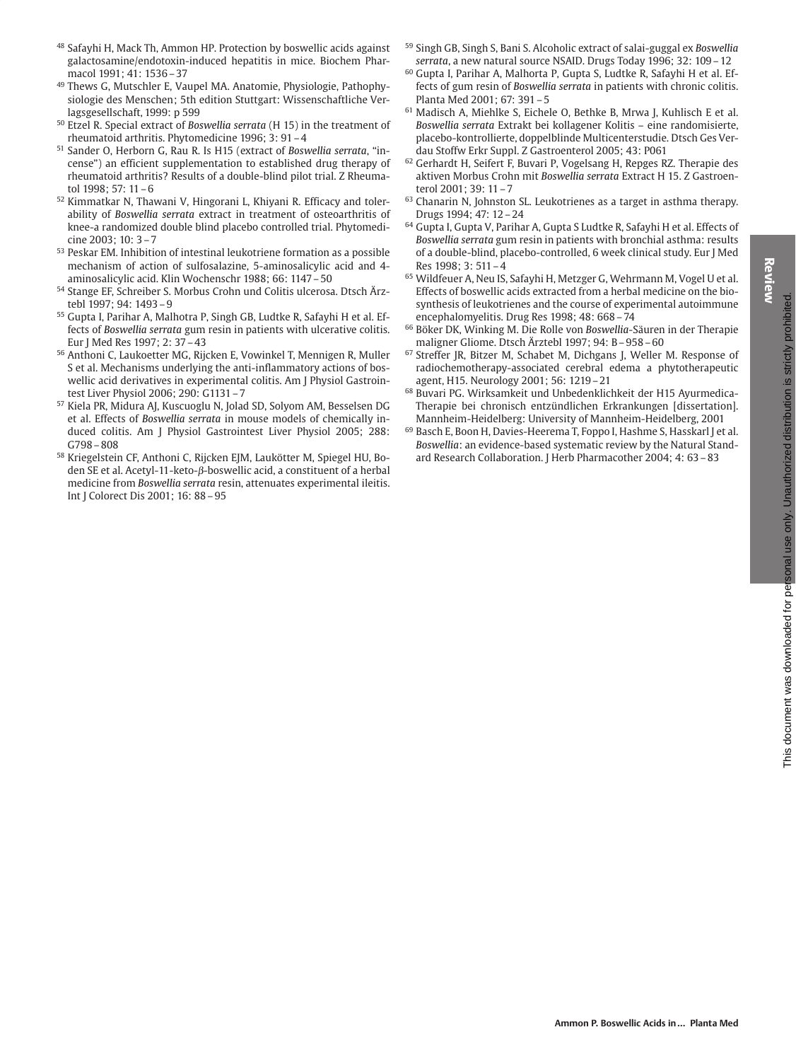48 Safayhi H, Mack Th, Ammon HP. Protection by boswellic acids against galactosamine/endotoxin-induced hepatitis in mice. Biochem Pharmacol 1991; 41: 1536 – 37

49 Thews G, Mutschler E, Vaupel MA. Anatomie, Physiologie, Pathophysiologie des Menschen; 5th edition Stuttgart: Wissenschaftliche Verlagsgesellschaft, 1999: p 599

50 Etzel R. Special extract of *Boswellia serrata* (H 15) in the treatment of rheumatoid arthritis. Phytomedicine 1996; 3: 91 – 4

51 Sander O, Herborn G, Rau R. Is H15 (extract of *Boswellia serrata*, "incense") an efficient supplementation to established drug therapy of rheumatoid arthritis? Results of a double-blind pilot trial. Z Rheumatol 1998; 57: 11 – 6

52 Kimmatkar N, Thawani V, Hingorani L, Khiyani R. Efficacy and tolerability of *Boswellia serrata* extract in treatment of osteoarthritis of knee-a randomized double blind placebo controlled trial. Phytomedicine 2003; 10: 3 – 7

53 Peskar EM. Inhibition of intestinal leukotriene formation as a possible mechanism of action of sulfosalazine, 5-aminosalicylic acid and 4-aminosalicylic acid. Klin Wochenschr 1988; 66: 1147 – 50

54 Stange EF, Schreiber S. Morbus Crohn und Colitis ulcerosa. Dtsch Ärztebl 1997; 94: 1493 – 9

55 Gupta I, Parihar A, Malhotra P, Singh GB, Ludtke R, Safayhi H et al. Effects of *Boswellia serrata* gum resin in patients with ulcerative colitis. Eur J Med Res 1997; 2: 37 – 43

56 Anthoni C, Laukoetter MG, Rijcken E, Vowinkel T, Mennigen R, Muller S et al. Mechanisms underlying the anti-inflammatory actions of boswellic acid derivatives in experimental colitis. Am J Physiol Gastrointest Liver Physiol 2006; 290: G1131 – 7

57 Kiela PR, Midura AJ, Kuscuoglu N, Jolad SD, Solyom AM, Besselsen DG et al. Effects of *Boswellia serrata* in mouse models of chemically induced colitis. Am J Physiol Gastrointest Liver Physiol 2005; 288: G798 – 808

58 Kriegelstein CF, Anthoni C, Rijcken EJM, Laukötter M, Spiegel HU, Boden SE et al. Acetyl-11-keto-β-boswellic acid, a constituent of a herbal medicine from *Boswellia serrata* resin, attenuates experimental ileitis. Int J Colorect Dis 2001; 16: 88 – 95

59 Singh GB, Singh S, Bani S. Alcoholic extract of salai-guggal ex *Boswellia serrata*, a new natural source NSAID. Drugs Today 1996; 32: 109 – 12

60 Gupta I, Parihar A, Malhorta P, Gupta S, Ludtke R, Safayhi H et al. Effects of gum resin of *Boswellia serrata* in patients with chronic colitis. Planta Med 2001; 67: 391 – 5

61 Madisch A, Miehlke S, Eichele O, Bethke B, Mrwa J, Kuhlisch E et al. *Boswellia serrata* Extrakt bei kollagener Kolitis – eine randomisierte, placebo-kontrollierte, doppelblinde Multicenterstudie. Dtsch Ges Verdau Stoffw Erkr Suppl. Z Gastroenterol 2005; 43: P061

62 Gerhardt H, Seifert F, Buvari P, Vogelsang H, Repges RZ. Therapie des aktiven Morbus Crohn mit *Boswellia serrata* Extract H 15. Z Gastroenterol 2001; 39: 11 – 7

63 Chanarin N, Johnston SL. Leukotrienes as a target in asthma therapy. Drugs 1994; 47: 12 – 24

64 Gupta I, Gupta V, Parihar A, Gupta S Ludtke R, Safayhi H et al. Effects of *Boswellia serrata* gum resin in patients with bronchial asthma: results of a double-blind, placebo-controlled, 6 week clinical study. Eur J Med Res 1998; 3: 511 – 4

65 Wildfeuer A, Neu IS, Safayhi H, Metzger G, Wehrmann M, Vogel U et al. Effects of boswellic acids extracted from a herbal medicine on the biosynthesis of leukotrienes and the course of experimental autoimmune encephalomyelitis. Drug Res 1998; 48: 668 – 74

66 Böker DK, Winking M. Die Rolle von *Boswellia*-Säuren in der Therapie maligner Gliome. Dtsch Ärztebl 1997; 94: B – 958 – 60

67 Streffer JR, Bitzer M, Schabet M, Dichgans J, Weller M. Response of radiochemotherapy-associated cerebral edema a phytotherapeutic agent, H15. Neurology 2001; 56: 1219 – 21

68 Buvari PG. Wirksamkeit und Unbedenklichkeit der H15 Ayurmedica-Therapie bei chronisch entzündlichen Erkrankungen [dissertation]. Mannheim-Heidelberg: University of Mannheim-Heidelberg, 2001

69 Basch E, Boon H, Davies-Heerema T, Foppo I, Hashme S, Hasskarl J et al. *Boswellia*: an evidence-based systematic review by the Natural Standard Research Collaboration. J Herb Pharmacother 2004; 4: 63 – 83